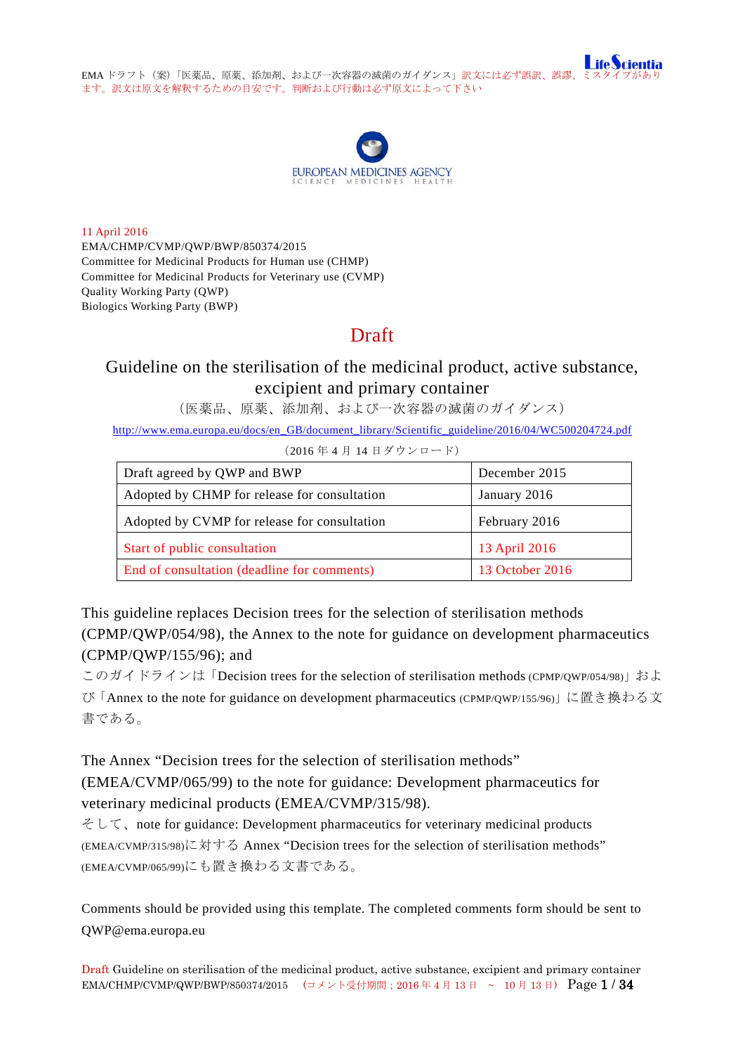EMA ドラフト（案）「医薬品、原薬、添加剤、および一次容器の滅菌のガイダンス」訳文には必ず誤訳、誤謬、ミスタイプがあります。訳文は原文を解釈するための目安です。判断および行動は必ず原文によって下さい

EUROPEAN MEDICINES AGENCY
SCIENCE MEDICINES HEALTH

11 April 2016
EMA/CHMP/CVMP/QWP/BWP/850374/2015
Committee for Medicinal Products for Human use (CHMP)
Committee for Medicinal Products for Veterinary use (CVMP)
Quality Working Party (QWP)
Biologics Working Party (BWP)

# Draft

# Guideline on the sterilisation of the medicinal product, active substance, excipient and primary container

（医薬品、原薬、添加剤、および一次容器の滅菌のガイダンス）

http://www.ema.europa.eu/docs/en_GB/document_library/Scientific_guideline/2016/04/WC500204724.pdf

（2016 年 4 月 14 日ダウンロード）

| | |
|---|---|
| Draft agreed by QWP and BWP | December 2015 |
| Adopted by CHMP for release for consultation | January 2016 |
| Adopted by CVMP for release for consultation | February 2016 |
| Start of public consultation | 13 April 2016 |
| End of consultation (deadline for comments) | 13 October 2016 |

This guideline replaces Decision trees for the selection of sterilisation methods (CPMP/QWP/054/98), the Annex to the note for guidance on development pharmaceutics (CPMP/QWP/155/96); and

このガイドラインは「Decision trees for the selection of sterilisation methods (CPMP/QWP/054/98)」および「Annex to the note for guidance on development pharmaceutics (CPMP/QWP/155/96)」に置き換わる文書である。

The Annex “Decision trees for the selection of sterilisation methods” (EMEA/CVMP/065/99) to the note for guidance: Development pharmaceutics for veterinary medicinal products (EMEA/CVMP/315/98).

そして、note for guidance: Development pharmaceutics for veterinary medicinal products (EMEA/CVMP/315/98)に対する Annex “Decision trees for the selection of sterilisation methods” (EMEA/CVMP/065/99)にも置き換わる文書である。

Comments should be provided using this template. The completed comments form should be sent to QWP@ema.europa.eu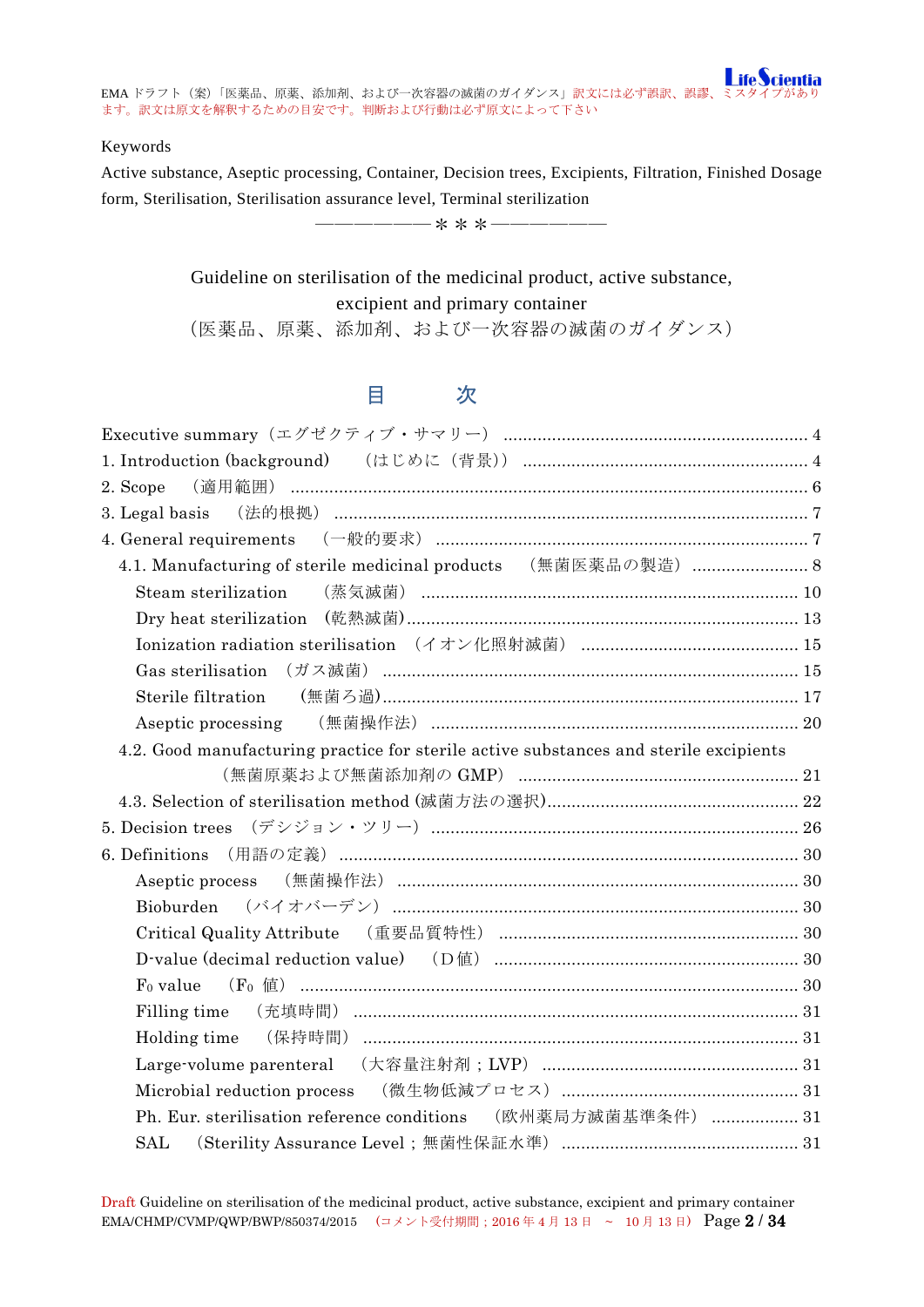Keywords

Active substance, Aseptic processing, Container, Decision trees, Excipients, Filtration, Finished Dosage form, Sterilisation, Sterilisation assurance level, Terminal sterilization

―――――――＊＊＊―――――――

# Guideline on sterilisation of the medicinal product, active substance, excipient and primary container
# （医薬品、原薬、添加剤、および一次容器の滅菌のガイダンス）

## 目　　次

- Executive summary（エグゼクティブ・サマリー） ..... 4
- 1. Introduction (background)　（はじめに（背景）） ..... 4
- 2. Scope　（適用範囲） ..... 6
- 3. Legal basis　（法的根拠） ..... 7
- 4. General requirements　（一般的要求） ..... 7
  - 4.1. Manufacturing of sterile medicinal products　（無菌医薬品の製造） ..... 8
    - Steam sterilization　（蒸気滅菌） ..... 10
    - Dry heat sterilization　(乾熱滅菌) ..... 13
    - Ionization radiation sterilisation　（イオン化照射滅菌） ..... 15
    - Gas sterilisation　（ガス滅菌） ..... 15
    - Sterile filtration　(無菌ろ過) ..... 17
    - Aseptic processing　（無菌操作法） ..... 20
  - 4.2. Good manufacturing practice for sterile active substances and sterile excipients（無菌原薬および無菌添加剤の GMP） ..... 21
  - 4.3. Selection of sterilisation method (滅菌方法の選択) ..... 22
- 5. Decision trees　(デシジョン・ツリー) ..... 26
- 6. Definitions　(用語の定義) ..... 30
  - Aseptic process　（無菌操作法） ..... 30
  - Bioburden　（バイオバーデン） ..... 30
  - Critical Quality Attribute　（重要品質特性） ..... 30
  - D-value (decimal reduction value)　（D 値） ..... 30
  - $F_0$ value　（$F_0$ 値） ..... 30
  - Filling time　（充填時間） ..... 31
  - Holding time　（保持時間） ..... 31
  - Large-volume parenteral　（大容量注射剤；LVP） ..... 31
  - Microbial reduction process　（微生物低減プロセス） ..... 31
  - Ph. Eur. sterilisation reference conditions　（欧州薬局方滅菌基準条件） ..... 31
  - SAL　(Sterility Assurance Level；無菌性保証水準) ..... 31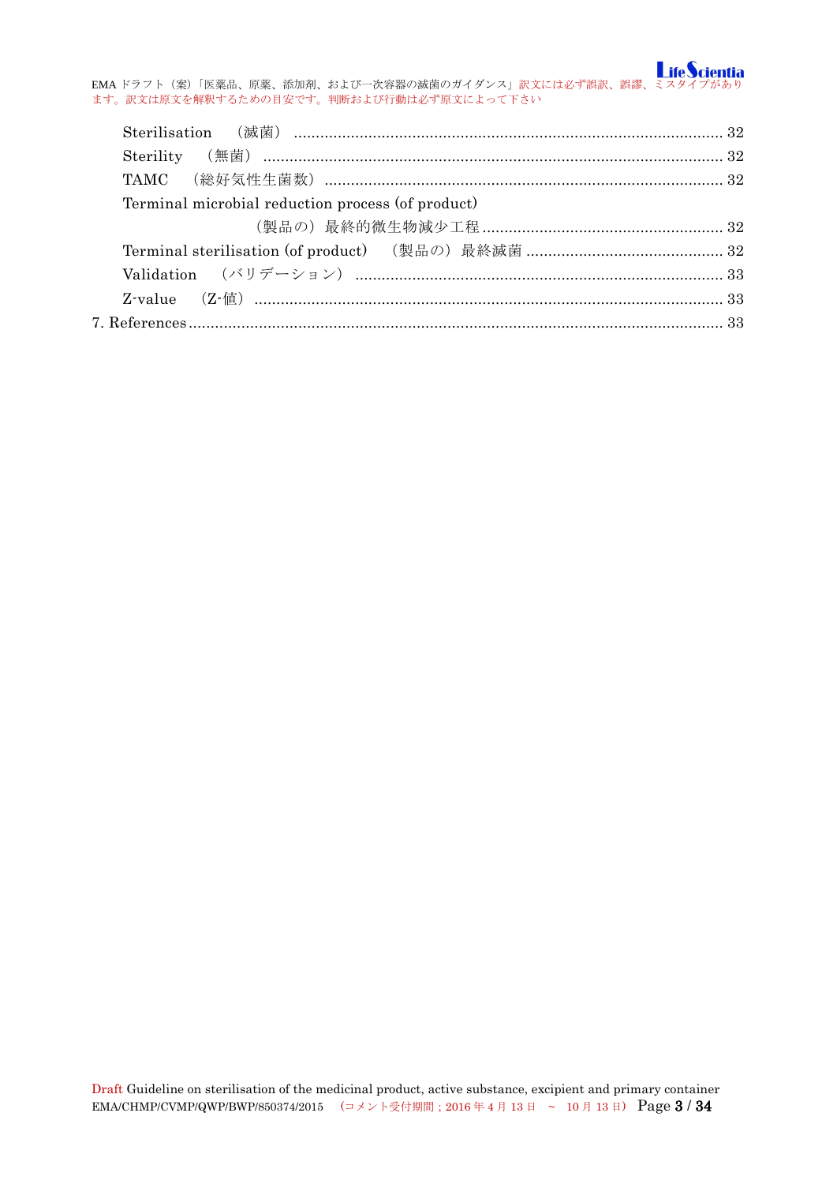Sterilisation　（滅菌） ... 32

Sterility　（無菌） ... 32

TAMC　（総好気性生菌数） ... 32

Terminal microbial reduction process (of product)

（製品の）最終的微生物減少工程 ... 32

Terminal sterilisation (of product)　（製品の）最終滅菌 ... 32

Validation　（バリデーション） ... 33

Z-value　（Z-値） ... 33

7. References ... 33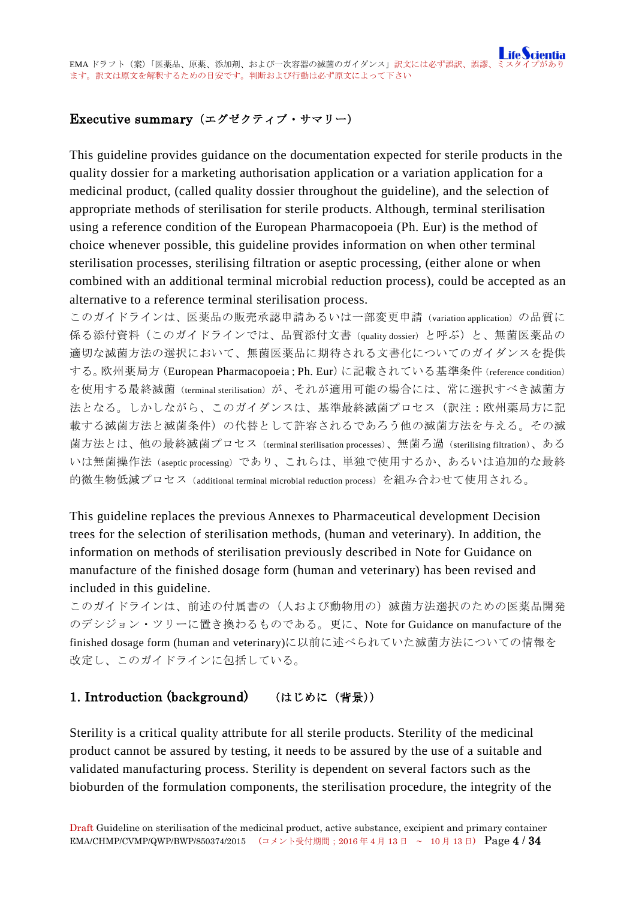## Executive summary（エグゼクティブ・サマリー）

This guideline provides guidance on the documentation expected for sterile products in the quality dossier for a marketing authorisation application or a variation application for a medicinal product, (called quality dossier throughout the guideline), and the selection of appropriate methods of sterilisation for sterile products. Although, terminal sterilisation using a reference condition of the European Pharmacopoeia (Ph. Eur) is the method of choice whenever possible, this guideline provides information on when other terminal sterilisation processes, sterilising filtration or aseptic processing, (either alone or when combined with an additional terminal microbial reduction process), could be accepted as an alternative to a reference terminal sterilisation process.

このガイドラインは、医薬品の販売承認申請あるいは一部変更申請（variation application）の品質に係る添付資料（このガイドラインでは、品質添付文書（quality dossier）と呼ぶ）と、無菌医薬品の適切な滅菌方法の選択において、無菌医薬品に期待される文書化についてのガイダンスを提供する。欧州薬局方（European Pharmacopoeia ; Ph. Eur）に記載されている基準条件（reference condition）を使用する最終滅菌（terminal sterilisation）が、それが適用可能の場合には、常に選択すべき滅菌方法となる。しかしながら、このガイダンスは、基準最終滅菌プロセス（訳注：欧州薬局方に記載する滅菌方法と滅菌条件）の代替として許容されるであろう他の滅菌方法を与える。その滅菌方法とは、他の最終滅菌プロセス（terminal sterilisation processes）、無菌ろ過（sterilising filtration）、あるいは無菌操作法（aseptic processing）であり、これらは、単独で使用するか、あるいは追加的な最終的微生物低減プロセス（additional terminal microbial reduction process）を組み合わせて使用される。

This guideline replaces the previous Annexes to Pharmaceutical development Decision trees for the selection of sterilisation methods, (human and veterinary). In addition, the information on methods of sterilisation previously described in Note for Guidance on manufacture of the finished dosage form (human and veterinary) has been revised and included in this guideline.

このガイドラインは、前述の付属書の（人および動物用の）滅菌方法選択のための医薬品開発のデシジョン・ツリーに置き換わるものである。更に、Note for Guidance on manufacture of the finished dosage form (human and veterinary)に以前に述べられていた滅菌方法についての情報を改定し、このガイドラインに包括している。

## 1. Introduction (background)　（はじめに（背景））

Sterility is a critical quality attribute for all sterile products. Sterility of the medicinal product cannot be assured by testing, it needs to be assured by the use of a suitable and validated manufacturing process. Sterility is dependent on several factors such as the bioburden of the formulation components, the sterilisation procedure, the integrity of the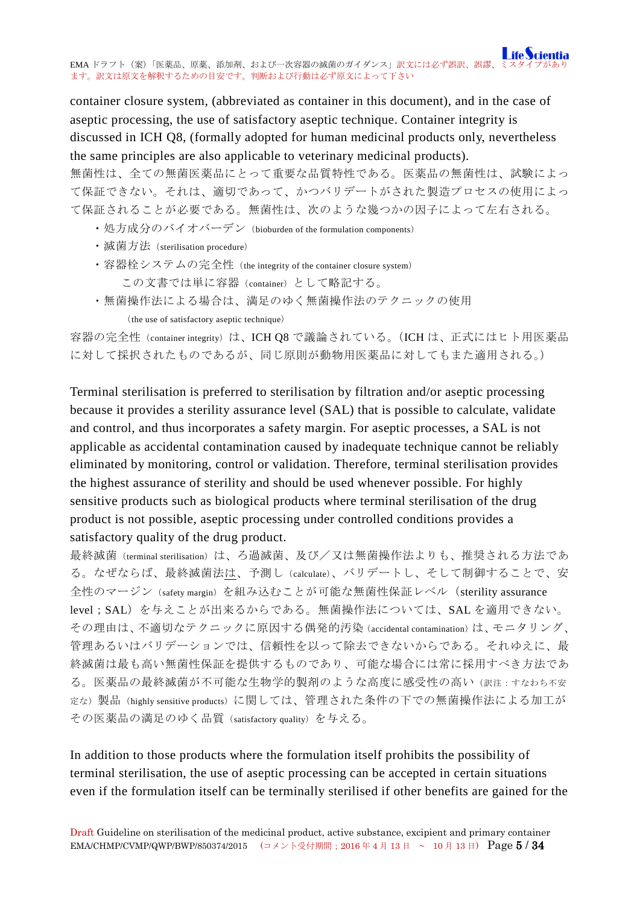container closure system, (abbreviated as container in this document), and in the case of aseptic processing, the use of satisfactory aseptic technique. Container integrity is discussed in ICH Q8, (formally adopted for human medicinal products only, nevertheless the same principles are also applicable to veterinary medicinal products).

無菌性は、全ての無菌医薬品にとって重要な品質特性である。医薬品の無菌性は、試験によって保証できない。それは、適切であって、かつバリデートがされた製造プロセスの使用によって保証されることが必要である。無菌性は、次のような幾つかの因子によって左右される。

- 処方成分のバイオバーデン（bioburden of the formulation components）
- 滅菌方法（sterilisation procedure）
- 容器栓システムの完全性（the integrity of the container closure system）
  この文書では単に容器（container）として略記する。
- 無菌操作法による場合は、満足のゆく無菌操作法のテクニックの使用
  （the use of satisfactory aseptic technique）

容器の完全性（container integrity）は、ICH Q8 で議論されている。(ICH は、正式にはヒト用医薬品に対して採択されたものであるが、同じ原則が動物用医薬品に対してもまた適用される。)

Terminal sterilisation is preferred to sterilisation by filtration and/or aseptic processing because it provides a sterility assurance level (SAL) that is possible to calculate, validate and control, and thus incorporates a safety margin. For aseptic processes, a SAL is not applicable as accidental contamination caused by inadequate technique cannot be reliably eliminated by monitoring, control or validation. Therefore, terminal sterilisation provides the highest assurance of sterility and should be used whenever possible. For highly sensitive products such as biological products where terminal sterilisation of the drug product is not possible, aseptic processing under controlled conditions provides a satisfactory quality of the drug product.

最終滅菌（terminal sterilisation）は、ろ過滅菌、及び／又は無菌操作法よりも、推奨される方法である。なぜならば、最終滅菌法は、予測し（calculate）、バリデートし、そして制御することで、安全性のマージン（safety margin）を組み込むことが可能な無菌性保証レベル（sterility assurance level；SAL）を与えことが出来るからである。無菌操作法については、SAL を適用できない。その理由は、不適切なテクニックに原因する偶発的汚染（accidental contamination）は、モニタリング、管理あるいはバリデーションでは、信頼性を以って除去できないからである。それゆえに、最終滅菌は最も高い無菌性保証を提供するものであり、可能な場合には常に採用すべき方法である。医薬品の最終滅菌が不可能な生物学的製剤のような高度に感受性の高い（訳注：すなわち不安定な）製品（highly sensitive products）に関しては、管理された条件の下での無菌操作法による加工がその医薬品の満足のゆく品質（satisfactory quality）を与える。

In addition to those products where the formulation itself prohibits the possibility of terminal sterilisation, the use of aseptic processing can be accepted in certain situations even if the formulation itself can be terminally sterilised if other benefits are gained for the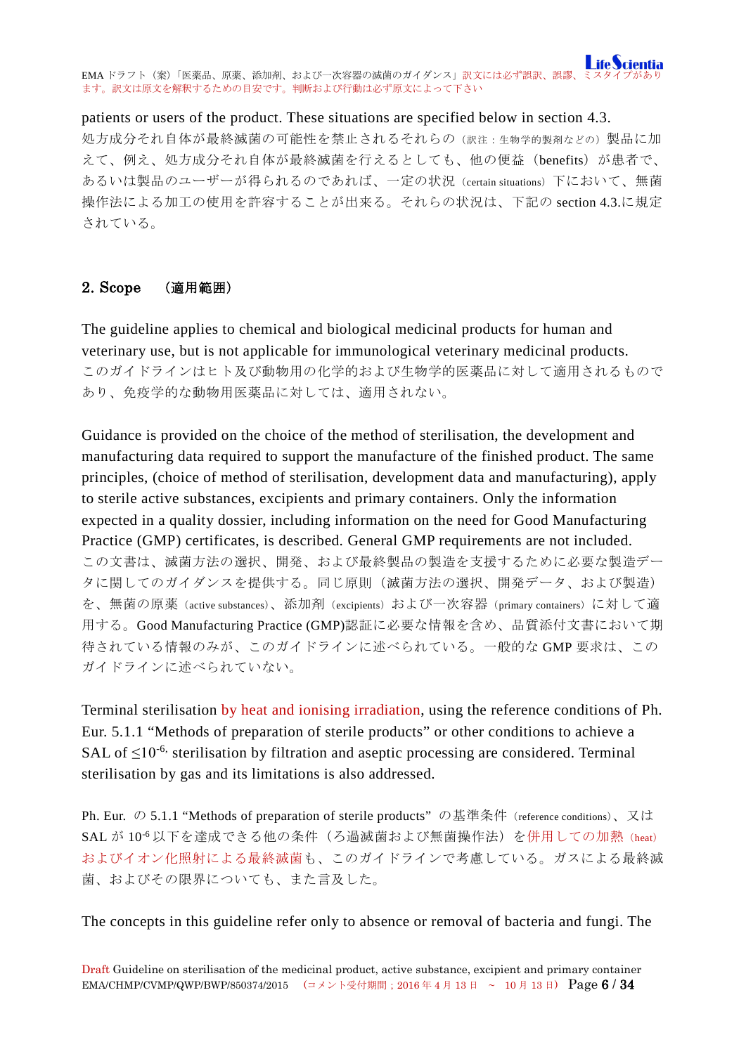patients or users of the product. These situations are specified below in section 4.3.
処方成分それ自体が最終滅菌の可能性を禁止されるそれらの（訳注：生物学的製剤などの）製品に加えて、例え、処方成分それ自体が最終滅菌を行えるとしても、他の便益（benefits）が患者で、あるいは製品のユーザーが得られるのであれば、一定の状況（certain situations）下において、無菌操作法による加工の使用を許容することが出来る。それらの状況は、下記の section 4.3.に規定されている。

## 2. Scope　（適用範囲）

The guideline applies to chemical and biological medicinal products for human and veterinary use, but is not applicable for immunological veterinary medicinal products.
このガイドラインはヒト及び動物用の化学的および生物学的医薬品に対して適用されるものであり、免疫学的な動物用医薬品に対しては、適用されない。

Guidance is provided on the choice of the method of sterilisation, the development and manufacturing data required to support the manufacture of the finished product. The same principles, (choice of method of sterilisation, development data and manufacturing), apply to sterile active substances, excipients and primary containers. Only the information expected in a quality dossier, including information on the need for Good Manufacturing Practice (GMP) certificates, is described. General GMP requirements are not included.
この文書は、滅菌方法の選択、開発、および最終製品の製造を支援するために必要な製造データに関してのガイダンスを提供する。同じ原則（滅菌方法の選択、開発データ、および製造）を、無菌の原薬（active substances）、添加剤（excipients）および一次容器（primary containers）に対して適用する。Good Manufacturing Practice (GMP)認証に必要な情報を含め、品質添付文書において期待されている情報のみが、このガイドラインに述べられている。一般的な GMP 要求は、このガイドラインに述べられていない。

Terminal sterilisation by heat and ionising irradiation, using the reference conditions of Ph. Eur. 5.1.1 “Methods of preparation of sterile products” or other conditions to achieve a SAL of $\leq 10^{-6}$, sterilisation by filtration and aseptic processing are considered. Terminal sterilisation by gas and its limitations is also addressed.

Ph. Eur. の 5.1.1 “Methods of preparation of sterile products” の基準条件（reference conditions）、又は SAL が $10^{-6}$ 以下を達成できる他の条件（ろ過滅菌および無菌操作法）を併用しての加熱（heat）およびイオン化照射による最終滅菌も、このガイドラインで考慮している。ガスによる最終滅菌、およびその限界についても、また言及した。

The concepts in this guideline refer only to absence or removal of bacteria and fungi. The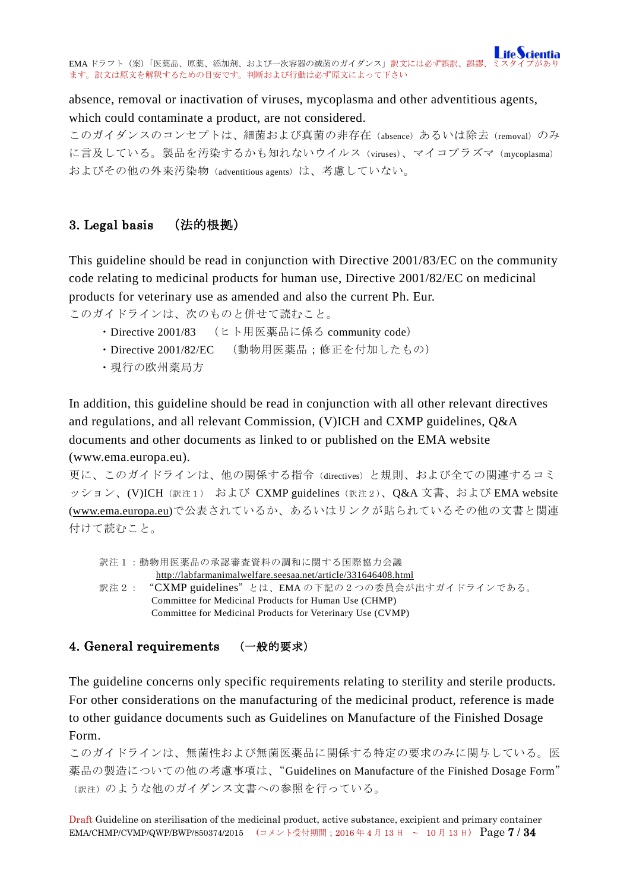absence, removal or inactivation of viruses, mycoplasma and other adventitious agents, which could contaminate a product, are not considered.

このガイダンスのコンセプトは、細菌および真菌の非存在（absence）あるいは除去（removal）のみに言及している。製品を汚染するかも知れないウイルス（viruses）、マイコプラズマ（mycoplasma）およびその他の外来汚染物（adventitious agents）は、考慮していない。

## 3. Legal basis　（法的根拠）

This guideline should be read in conjunction with Directive 2001/83/EC on the community code relating to medicinal products for human use, Directive 2001/82/EC on medicinal products for veterinary use as amended and also the current Ph. Eur.

このガイドラインは、次のものと併せて読むこと。

- ・Directive 2001/83　（ヒト用医薬品に係る community code）
- ・Directive 2001/82/EC　（動物用医薬品；修正を付加したもの）
- ・現行の欧州薬局方

In addition, this guideline should be read in conjunction with all other relevant directives and regulations, and all relevant Commission, (V)ICH and CXMP guidelines, Q&A documents and other documents as linked to or published on the EMA website (www.ema.europa.eu).

更に、このガイドラインは、他の関係する指令（directives）と規則、および全ての関連するコミッション、(V)ICH（訳注１） および CXMP guidelines（訳注２）、Q&A 文書、および EMA website (www.ema.europa.eu)で公表されているか、あるいはリンクが貼られているその他の文書と関連付けて読むこと。

訳注１：動物用医薬品の承認審査資料の調和に関する国際協力会議
http://labfarmanimalwelfare.seesaa.net/article/331646408.html

訳注２：“CXMP guidelines”とは、EMA の下記の２つの委員会が出すガイドラインである。
Committee for Medicinal Products for Human Use (CHMP)
Committee for Medicinal Products for Veterinary Use (CVMP)

## 4. General requirements　（一般的要求）

The guideline concerns only specific requirements relating to sterility and sterile products. For other considerations on the manufacturing of the medicinal product, reference is made to other guidance documents such as Guidelines on Manufacture of the Finished Dosage Form.

このガイドラインは、無菌性および無菌医薬品に関係する特定の要求のみに関与している。医薬品の製造についての他の考慮事項は、“Guidelines on Manufacture of the Finished Dosage Form”（訳注）のような他のガイダンス文書への参照を行っている。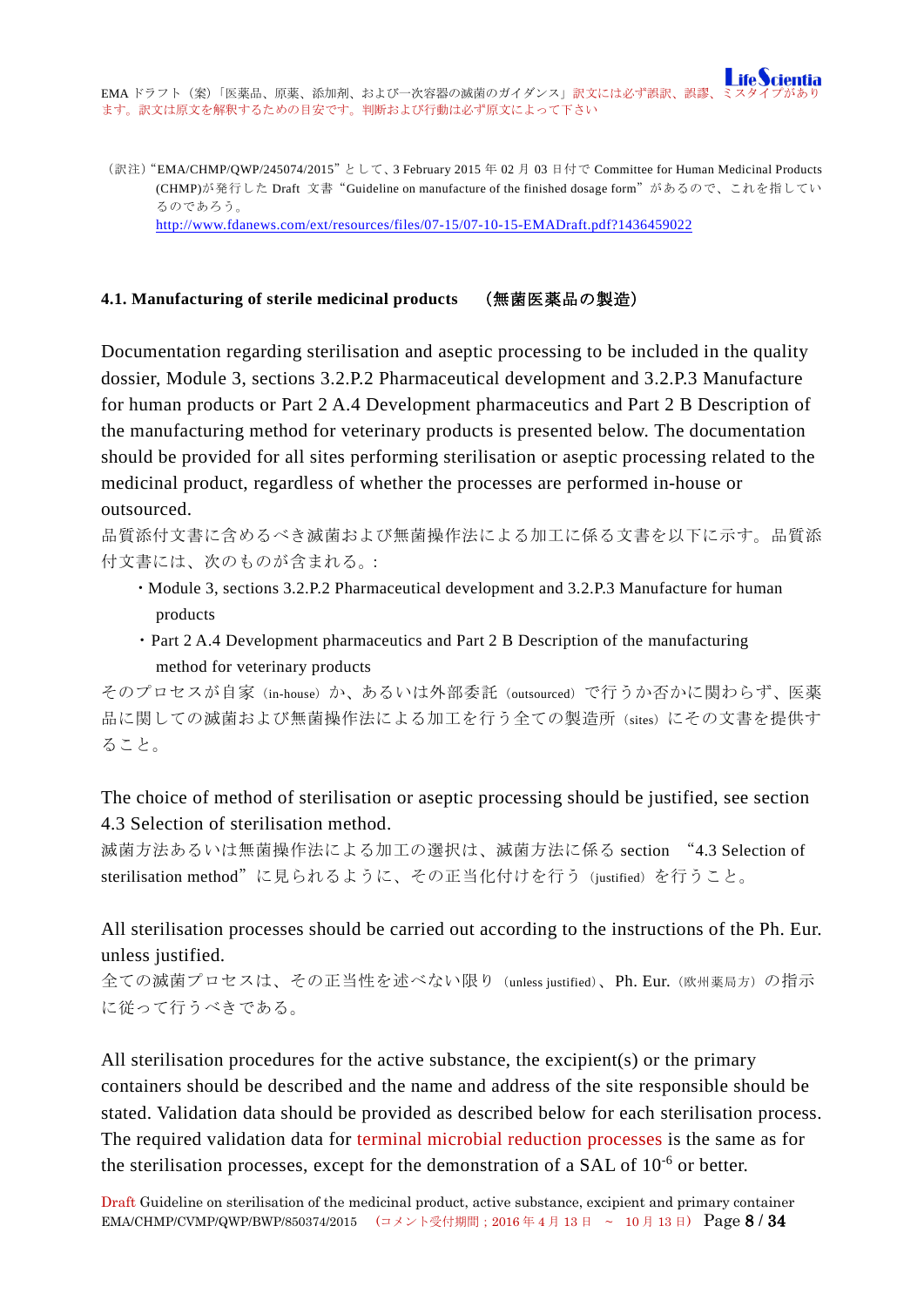（訳注）"EMA/CHMP/QWP/245074/2015" として、3 February 2015 年 02 月 03 日付で Committee for Human Medicinal Products (CHMP)が発行した Draft 文書 "Guideline on manufacture of the finished dosage form" があるので、これを指しているのであろう。
http://www.fdanews.com/ext/resources/files/07-15/07-10-15-EMADraft.pdf?1436459022

### 4.1. Manufacturing of sterile medicinal products （無菌医薬品の製造）

Documentation regarding sterilisation and aseptic processing to be included in the quality dossier, Module 3, sections 3.2.P.2 Pharmaceutical development and 3.2.P.3 Manufacture for human products or Part 2 A.4 Development pharmaceutics and Part 2 B Description of the manufacturing method for veterinary products is presented below. The documentation should be provided for all sites performing sterilisation or aseptic processing related to the medicinal product, regardless of whether the processes are performed in-house or outsourced.

品質添付文書に含めるべき滅菌および無菌操作法による加工に係る文書を以下に示す。品質添付文書には、次のものが含まれる。:

- Module 3, sections 3.2.P.2 Pharmaceutical development and 3.2.P.3 Manufacture for human products
- Part 2 A.4 Development pharmaceutics and Part 2 B Description of the manufacturing method for veterinary products

そのプロセスが自家（in-house）か、あるいは外部委託（outsourced）で行うか否かに関わらず、医薬品に関しての滅菌および無菌操作法による加工を行う全ての製造所（sites）にその文書を提供すること。

The choice of method of sterilisation or aseptic processing should be justified, see section 4.3 Selection of sterilisation method.

滅菌方法あるいは無菌操作法による加工の選択は、滅菌方法に係る section "4.3 Selection of sterilisation method" に見られるように、その正当化付けを行う（justified）を行うこと。

All sterilisation processes should be carried out according to the instructions of the Ph. Eur. unless justified.

全ての滅菌プロセスは、その正当性を述べない限り（unless justified）、Ph. Eur.（欧州薬局方）の指示に従って行うべきである。

All sterilisation procedures for the active substance, the excipient(s) or the primary containers should be described and the name and address of the site responsible should be stated. Validation data should be provided as described below for each sterilisation process. The required validation data for terminal microbial reduction processes is the same as for the sterilisation processes, except for the demonstration of a SAL of $10^{-6}$ or better.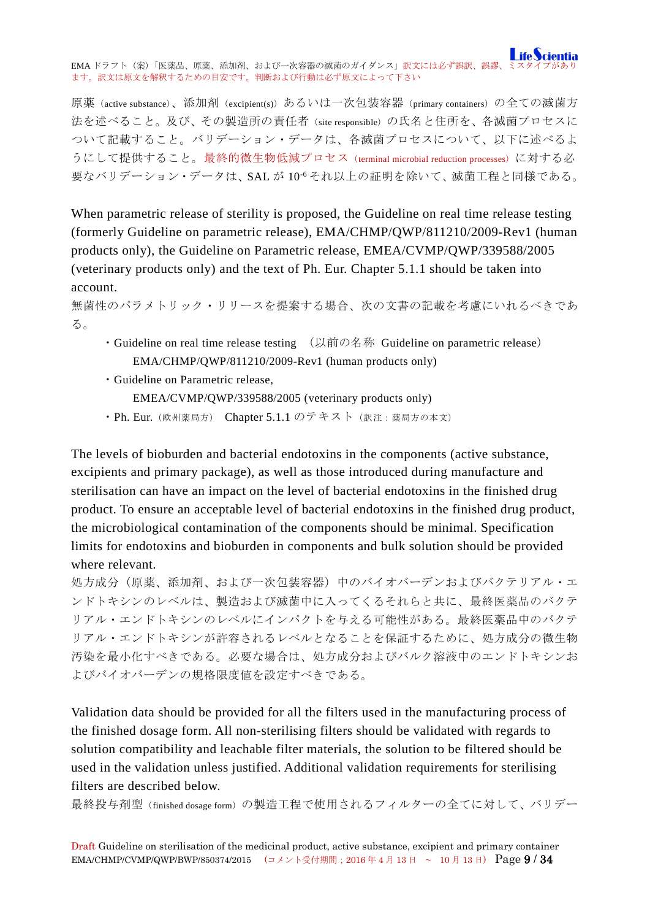原薬（active substance）、添加剤（excipient(s)）あるいは一次包装容器（primary containers）の全ての滅菌方法を述べること。及び、その製造所の責任者（site responsible）の氏名と住所を、各滅菌プロセスについて記載すること。バリデーション・データは、各滅菌プロセスについて、以下に述べるようにして提供すること。最終的微生物低減プロセス（terminal microbial reduction processes）に対する必要なバリデーション・データは、SAL が $10^{-6}$ それ以上の証明を除いて、滅菌工程と同様である。

When parametric release of sterility is proposed, the Guideline on real time release testing (formerly Guideline on parametric release), EMA/CHMP/QWP/811210/2009-Rev1 (human products only), the Guideline on Parametric release, EMEA/CVMP/QWP/339588/2005 (veterinary products only) and the text of Ph. Eur. Chapter 5.1.1 should be taken into account.

無菌性のパラメトリック・リリースを提案する場合、次の文書の記載を考慮にいれるべきである。

- Guideline on real time release testing （以前の名称 Guideline on parametric release） EMA/CHMP/QWP/811210/2009-Rev1 (human products only)
- Guideline on Parametric release, EMEA/CVMP/QWP/339588/2005 (veterinary products only)
- Ph. Eur.（欧州薬局方） Chapter 5.1.1 のテキスト（訳注：薬局方の本文）

The levels of bioburden and bacterial endotoxins in the components (active substance, excipients and primary package), as well as those introduced during manufacture and sterilisation can have an impact on the level of bacterial endotoxins in the finished drug product. To ensure an acceptable level of bacterial endotoxins in the finished drug product, the microbiological contamination of the components should be minimal. Specification limits for endotoxins and bioburden in components and bulk solution should be provided where relevant.

処方成分（原薬、添加剤、および一次包装容器）中のバイオバーデンおよびバクテリアル・エンドトキシンのレベルは、製造および滅菌中に入ってくるそれらと共に、最終医薬品のバクテリアル・エンドトキシンのレベルにインパクトを与える可能性がある。最終医薬品中のバクテリアル・エンドトキシンが許容されるレベルとなることを保証するために、処方成分の微生物汚染を最小化すべきである。必要な場合は、処方成分およびバルク溶液中のエンドトキシンおよびバイオバーデンの規格限度値を設定すべきである。

Validation data should be provided for all the filters used in the manufacturing process of the finished dosage form. All non-sterilising filters should be validated with regards to solution compatibility and leachable filter materials, the solution to be filtered should be used in the validation unless justified. Additional validation requirements for sterilising filters are described below.

最終投与剤型（finished dosage form）の製造工程で使用されるフィルターの全てに対して、バリデー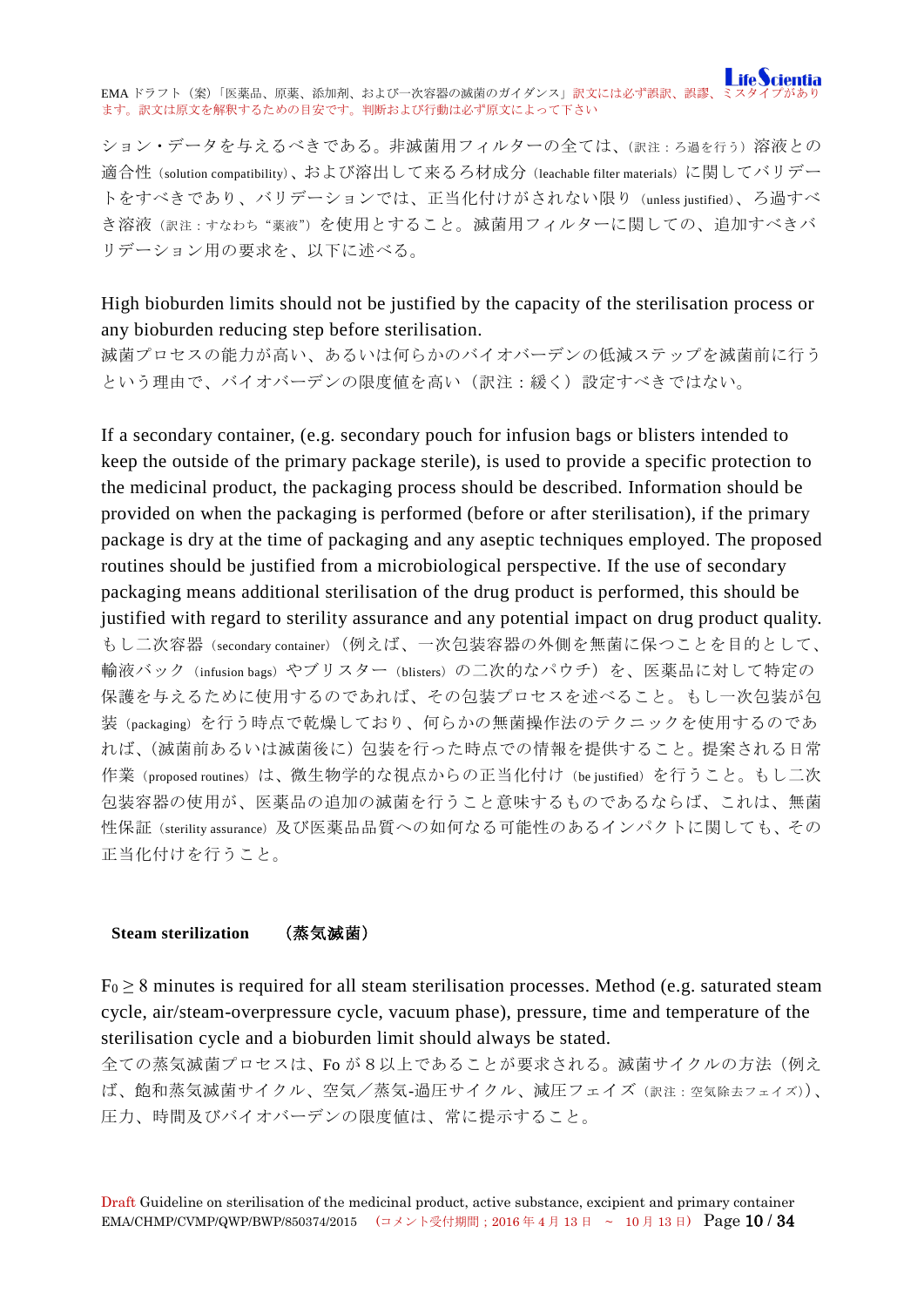ション・データを与えるべきである。非滅菌用フィルターの全ては、（訳注：ろ過を行う）溶液との適合性（solution compatibility）、および溶出して来るろ材成分（leachable filter materials）に関してバリデートをすべきであり、バリデーションでは、正当化付けがされない限り（unless justified）、ろ過すべき溶液（訳注：すなわち "薬液"）を使用とすること。滅菌用フィルターに関しての、追加すべきバリデーション用の要求を、以下に述べる。

High bioburden limits should not be justified by the capacity of the sterilisation process or any bioburden reducing step before sterilisation.
滅菌プロセスの能力が高い、あるいは何らかのバイオバーデンの低減ステップを滅菌前に行うという理由で、バイオバーデンの限度値を高い（訳注：緩く）設定すべきではない。

If a secondary container, (e.g. secondary pouch for infusion bags or blisters intended to keep the outside of the primary package sterile), is used to provide a specific protection to the medicinal product, the packaging process should be described. Information should be provided on when the packaging is performed (before or after sterilisation), if the primary package is dry at the time of packaging and any aseptic techniques employed. The proposed routines should be justified from a microbiological perspective. If the use of secondary packaging means additional sterilisation of the drug product is performed, this should be justified with regard to sterility assurance and any potential impact on drug product quality.
もし二次容器（secondary container）（例えば、一次包装容器の外側を無菌に保つことを目的として、輸液バック（infusion bags）やブリスター（blisters）の二次的なパウチ）を、医薬品に対して特定の保護を与えるために使用するのであれば、その包装プロセスを述べること。もし一次包装が包装（packaging）を行う時点で乾燥しており、何らかの無菌操作法のテクニックを使用するのであれば、(滅菌前あるいは滅菌後に）包装を行った時点での情報を提供すること。提案される日常作業（proposed routines）は、微生物学的な視点からの正当化付け（be justified）を行うこと。もし二次包装容器の使用が、医薬品の追加の滅菌を行うこと意味するものであるならば、これは、無菌性保証（sterility assurance）及び医薬品品質への如何なる可能性のあるインパクトに関しても、その正当化付けを行うこと。

**Steam sterilization （蒸気滅菌）**

$F_0 \geq 8$ minutes is required for all steam sterilisation processes. Method (e.g. saturated steam cycle, air/steam-overpressure cycle, vacuum phase), pressure, time and temperature of the sterilisation cycle and a bioburden limit should always be stated.
全ての蒸気滅菌プロセスは、Fo が８以上であることが要求される。滅菌サイクルの方法（例えば、飽和蒸気滅菌サイクル、空気／蒸気-過圧サイクル、減圧フェイズ（訳注：空気除去フェイズ））、圧力、時間及びバイオバーデンの限度値は、常に提示すること。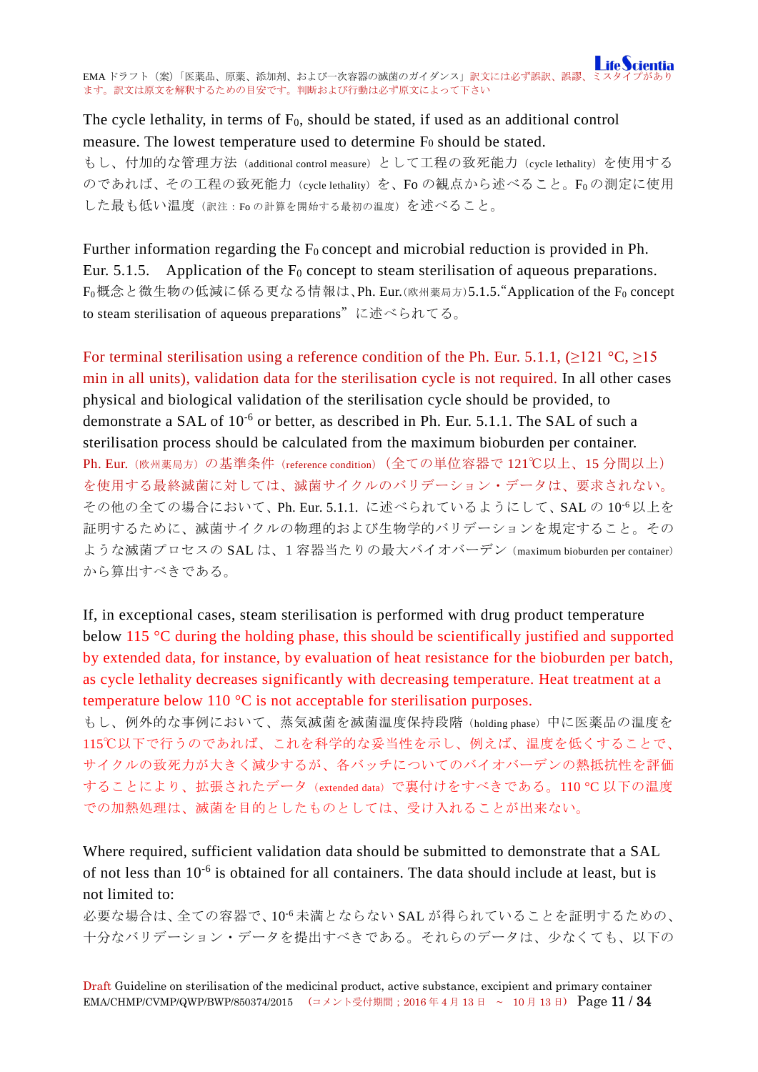The cycle lethality, in terms of $F_0$, should be stated, if used as an additional control measure. The lowest temperature used to determine $F_0$ should be stated.

もし、付加的な管理方法（additional control measure）として工程の致死能力（cycle lethality）を使用するのであれば、その工程の致死能力（cycle lethality）を、Fo の観点から述べること。$F_0$ の測定に使用した最も低い温度（訳注：Fo の計算を開始する最初の温度）を述べること。

Further information regarding the $F_0$ concept and microbial reduction is provided in Ph. Eur. 5.1.5. Application of the $F_0$ concept to steam sterilisation of aqueous preparations.

$F_0$ 概念と微生物の低減に係る更なる情報は、Ph. Eur.（欧州薬局方）5.1.5.“Application of the $F_0$ concept to steam sterilisation of aqueous preparations” に述べられてる。

For terminal sterilisation using a reference condition of the Ph. Eur. 5.1.1, (≥121 °C, ≥15 min in all units), validation data for the sterilisation cycle is not required. In all other cases physical and biological validation of the sterilisation cycle should be provided, to demonstrate a SAL of $10^{-6}$ or better, as described in Ph. Eur. 5.1.1. The SAL of such a sterilisation process should be calculated from the maximum bioburden per container.

Ph. Eur.（欧州薬局方）の基準条件（reference condition）（全ての単位容器で 121℃以上、15 分間以上）を使用する最終滅菌に対しては、滅菌サイクルのバリデーション・データは、要求されない。その他の全ての場合において、Ph. Eur. 5.1.1. に述べられているようにして、SAL の $10^{-6}$ 以上を証明するために、滅菌サイクルの物理的および生物学的バリデーションを規定すること。そのような滅菌プロセスの SAL は、1 容器当たりの最大バイオバーデン（maximum bioburden per container）から算出すべきである。

If, in exceptional cases, steam sterilisation is performed with drug product temperature below 115 °C during the holding phase, this should be scientifically justified and supported by extended data, for instance, by evaluation of heat resistance for the bioburden per batch, as cycle lethality decreases significantly with decreasing temperature. Heat treatment at a temperature below 110 °C is not acceptable for sterilisation purposes.

もし、例外的な事例において、蒸気滅菌を滅菌温度保持段階（holding phase）中に医薬品の温度を115℃以下で行うのであれば、これを科学的な妥当性を示し、例えば、温度を低くすることで、サイクルの致死力が大きく減少するが、各バッチについてのバイオバーデンの熱抵抗性を評価することにより、拡張されたデータ（extended data）で裏付けをすべきである。110 °C 以下の温度での加熱処理は、滅菌を目的としたものとしては、受け入れることが出来ない。

Where required, sufficient validation data should be submitted to demonstrate that a SAL of not less than $10^{-6}$ is obtained for all containers. The data should include at least, but is not limited to:

必要な場合は、全ての容器で、$10^{-6}$ 未満とならない SAL が得られていることを証明するための、十分なバリデーション・データを提出すべきである。それらのデータは、少なくても、以下の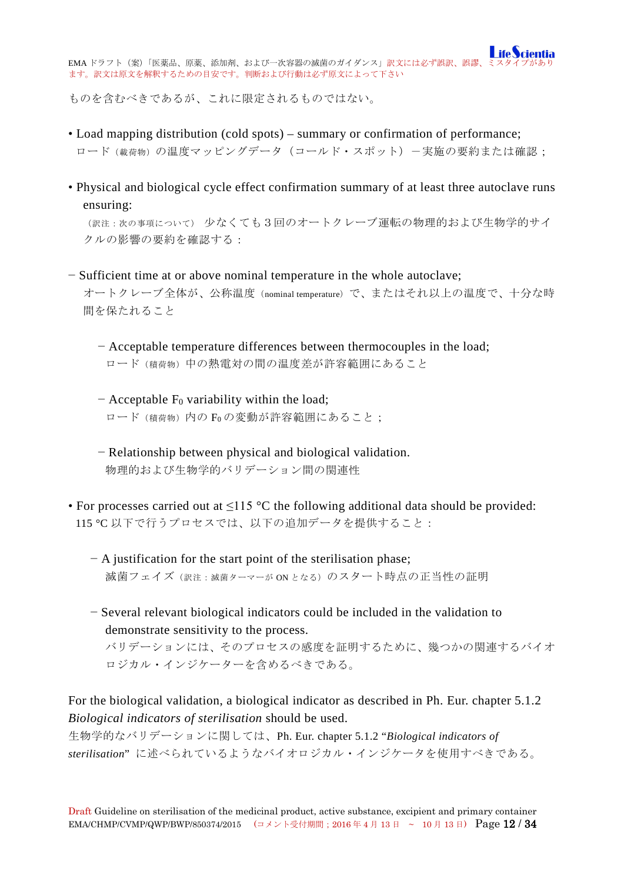ものを含むべきであるが、これに限定されるものではない。

- Load mapping distribution (cold spots) – summary or confirmation of performance;
  ロード（載荷物）の温度マッピングデータ（コールド・スポット）－実施の要約または確認；

- Physical and biological cycle effect confirmation summary of at least three autoclave runs ensuring:
  （訳注：次の事項について）少なくとも 3 回のオートクレーブ運転の物理的および生物学的サイクルの影響の要約を確認する：

  − Sufficient time at or above nominal temperature in the whole autoclave;
  オートクレーブ全体が、公称温度（nominal temperature）で、またはそれ以上の温度で、十分な時間を保たれること

    − Acceptable temperature differences between thermocouples in the load;
    ロード（積荷物）中の熱電対の間の温度差が許容範囲にあること

    − Acceptable $F_0$ variability within the load;
    ロード（積荷物）内の $F_0$ の変動が許容範囲にあること；

    − Relationship between physical and biological validation.
    物理的および生物学的バリデーション間の関連性

- For processes carried out at ≤115 °C the following additional data should be provided:
  115 °C 以下で行うプロセスでは、以下の追加データを提供すること：

  − A justification for the start point of the sterilisation phase;
  滅菌フェイズ（訳注：滅菌ターマーが ON となる）のスタート時点の正当性の証明

  − Several relevant biological indicators could be included in the validation to demonstrate sensitivity to the process.
  バリデーションには、そのプロセスの感度を証明するために、幾つかの関連するバイオロジカル・インジケーターを含めるべきである。

For the biological validation, a biological indicator as described in Ph. Eur. chapter 5.1.2 *Biological indicators of sterilisation* should be used.
生物学的なバリデーションに関しては、Ph. Eur. chapter 5.1.2 “*Biological indicators of sterilisation*” に述べられているようなバイオロジカル・インジケータを使用すべきである。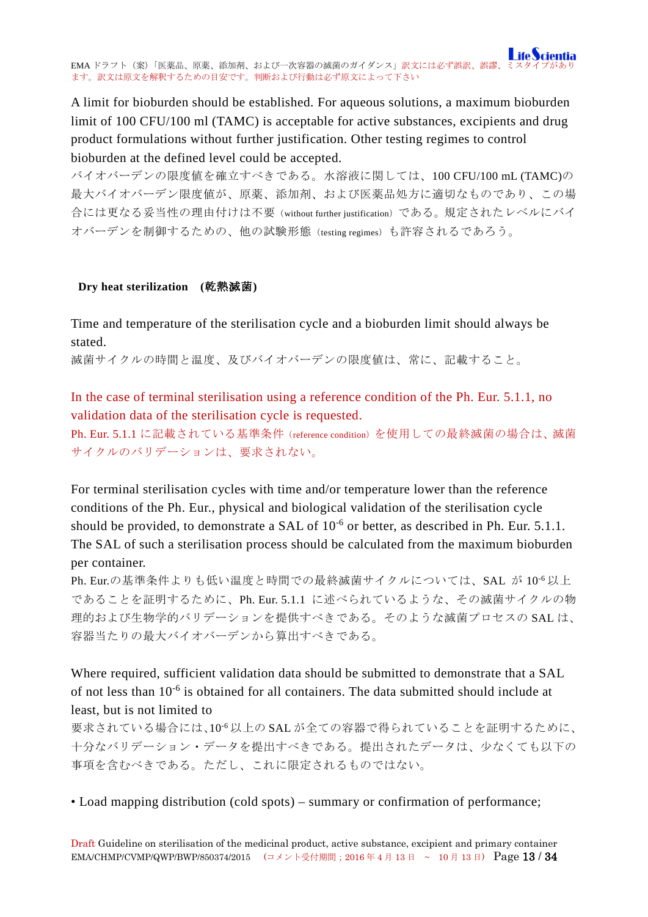A limit for bioburden should be established. For aqueous solutions, a maximum bioburden limit of 100 CFU/100 ml (TAMC) is acceptable for active substances, excipients and drug product formulations without further justification. Other testing regimes to control bioburden at the defined level could be accepted.
バイオバーデンの限度値を確立すべきである。水溶液に関しては、100 CFU/100 mL (TAMC)の最大バイオバーデン限度値が、原薬、添加剤、および医薬品処方に適切なものであり、この場合には更なる妥当性の理由付けは不要（without further justification）である。規定されたレベルにバイオバーデンを制御するための、他の試験形態（testing regimes）も許容されるであろう。

**Dry heat sterilization (乾熱滅菌)**

Time and temperature of the sterilisation cycle and a bioburden limit should always be stated.
滅菌サイクルの時間と温度、及びバイオバーデンの限度値は、常に、記載すること。

In the case of terminal sterilisation using a reference condition of the Ph. Eur. 5.1.1, no validation data of the sterilisation cycle is requested.
Ph. Eur. 5.1.1 に記載されている基準条件（reference condition）を使用しての最終滅菌の場合は、滅菌サイクルのバリデーションは、要求されない。

For terminal sterilisation cycles with time and/or temperature lower than the reference conditions of the Ph. Eur., physical and biological validation of the sterilisation cycle should be provided, to demonstrate a SAL of $10^{-6}$ or better, as described in Ph. Eur. 5.1.1. The SAL of such a sterilisation process should be calculated from the maximum bioburden per container.
Ph. Eur.の基準条件よりも低い温度と時間での最終滅菌サイクルについては、SAL が $10^{-6}$ 以上であることを証明するために、Ph. Eur. 5.1.1 に述べられているような、その滅菌サイクルの物理的および生物学的バリデーションを提供すべきである。そのような滅菌プロセスの SAL は、容器当たりの最大バイオバーデンから算出すべきである。

Where required, sufficient validation data should be submitted to demonstrate that a SAL of not less than $10^{-6}$ is obtained for all containers. The data submitted should include at least, but is not limited to
要求されている場合には、$10^{-6}$ 以上の SAL が全ての容器で得られていることを証明するために、十分なバリデーション・データを提出すべきである。提出されたデータは、少なくとも以下の事項を含むべきである。ただし、これに限定されるものではない。

• Load mapping distribution (cold spots) – summary or confirmation of performance;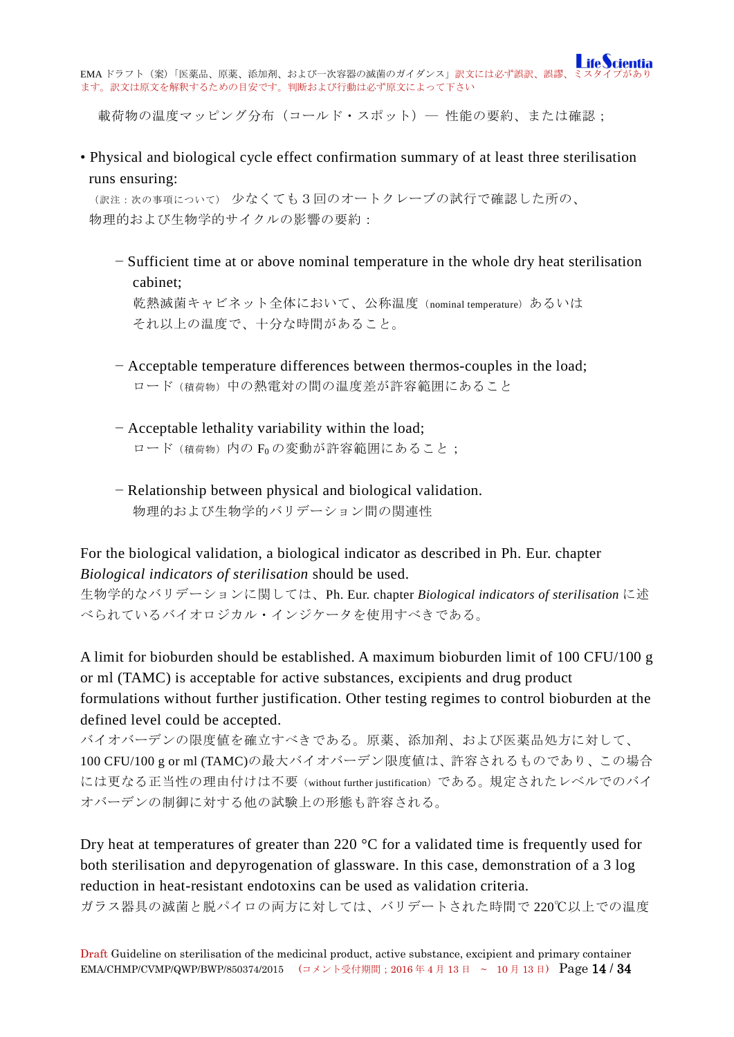載荷物の温度マッピング分布（コールド・スポット）— 性能の要約、または確認；

- Physical and biological cycle effect confirmation summary of at least three sterilisation runs ensuring:
  （訳注：次の事項について） 少なくても 3 回のオートクレーブの試行で確認した所の、物理的および生物学的サイクルの影響の要約：

  - Sufficient time at or above nominal temperature in the whole dry heat sterilisation cabinet;
    乾熱滅菌キャビネット全体において、公称温度（nominal temperature）あるいはそれ以上の温度で、十分な時間があること。

  - Acceptable temperature differences between thermos-couples in the load;
    ロード（積荷物）中の熱電対の間の温度差が許容範囲にあること

  - Acceptable lethality variability within the load;
    ロード（積荷物）内の $F_0$ の変動が許容範囲にあること；

  - Relationship between physical and biological validation.
    物理的および生物学的バリデーション間の関連性

For the biological validation, a biological indicator as described in Ph. Eur. chapter *Biological indicators of sterilisation* should be used.
生物学的なバリデーションに関しては、Ph. Eur. chapter *Biological indicators of sterilisation* に述べられているバイオロジカル・インジケータを使用すべきである。

A limit for bioburden should be established. A maximum bioburden limit of 100 CFU/100 g or ml (TAMC) is acceptable for active substances, excipients and drug product formulations without further justification. Other testing regimes to control bioburden at the defined level could be accepted.
バイオバーデンの限度値を確立すべきである。原薬、添加剤、および医薬品処方に対して、100 CFU/100 g or ml (TAMC)の最大バイオバーデン限度値は、許容されるものであり、この場合には更なる正当性の理由付けは不要（without further justification）である。規定されたレベルでのバイオバーデンの制御に対する他の試験上の形態も許容される。

Dry heat at temperatures of greater than 220 °C for a validated time is frequently used for both sterilisation and depyrogenation of glassware. In this case, demonstration of a 3 log reduction in heat-resistant endotoxins can be used as validation criteria.
ガラス器具の滅菌と脱パイロの両方に対しては、バリデートされた時間で 220℃以上での温度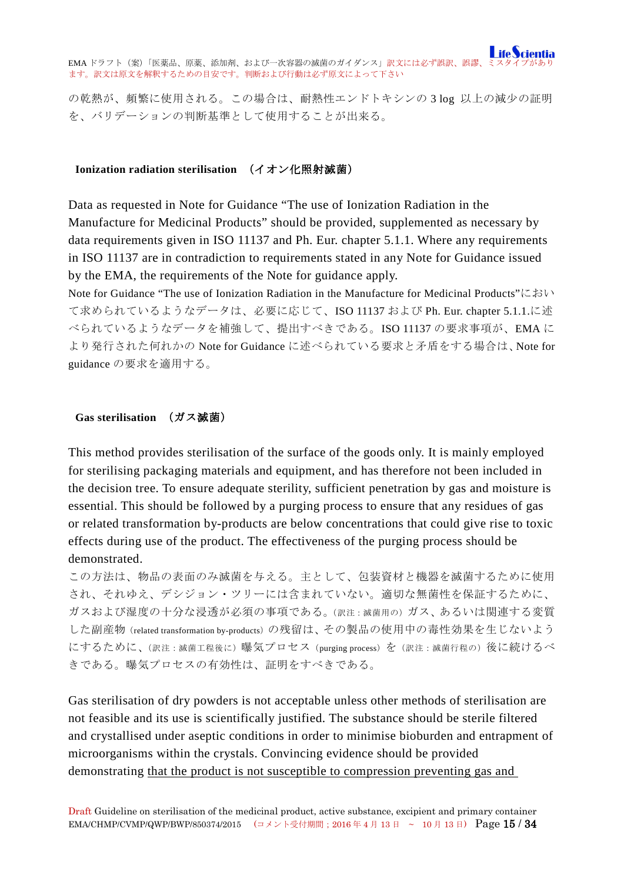の乾熱が、頻繁に使用される。この場合は、耐熱性エンドトキシンの 3 log 以上の減少の証明を、バリデーションの判断基準として使用することが出来る。

### Ionization radiation sterilisation （イオン化照射滅菌）

Data as requested in Note for Guidance “The use of Ionization Radiation in the Manufacture for Medicinal Products” should be provided, supplemented as necessary by data requirements given in ISO 11137 and Ph. Eur. chapter 5.1.1. Where any requirements in ISO 11137 are in contradiction to requirements stated in any Note for Guidance issued by the EMA, the requirements of the Note for guidance apply.

Note for Guidance “The use of Ionization Radiation in the Manufacture for Medicinal Products”において求められているようなデータは、必要に応じて、ISO 11137 および Ph. Eur. chapter 5.1.1.に述べられているようなデータを補強して、提出すべきである。ISO 11137 の要求事項が、EMA により発行された何れかの Note for Guidance に述べられている要求と矛盾をする場合は、Note for guidance の要求を適用する。

### Gas sterilisation （ガス滅菌）

This method provides sterilisation of the surface of the goods only. It is mainly employed for sterilising packaging materials and equipment, and has therefore not been included in the decision tree. To ensure adequate sterility, sufficient penetration by gas and moisture is essential. This should be followed by a purging process to ensure that any residues of gas or related transformation by-products are below concentrations that could give rise to toxic effects during use of the product. The effectiveness of the purging process should be demonstrated.

この方法は、物品の表面のみ滅菌を与える。主として、包装資材と機器を滅菌するために使用され、それゆえ、デシジョン・ツリーには含まれていない。適切な無菌性を保証するために、ガスおよび湿度の十分な浸透が必須の事項である。（訳注：滅菌用の）ガス、あるいは関連する変質した副産物（related transformation by-products）の残留は、その製品の使用中の毒性効果を生じないようにするために、（訳注：滅菌工程後に）曝気プロセス（purging process）を（訳注：滅菌行程の）後に続けるべきである。曝気プロセスの有効性は、証明をすべきである。

Gas sterilisation of dry powders is not acceptable unless other methods of sterilisation are not feasible and its use is scientifically justified. The substance should be sterile filtered and crystallised under aseptic conditions in order to minimise bioburden and entrapment of microorganisms within the crystals. Convincing evidence should be provided demonstrating <u>that the product is not susceptible to compression preventing gas and</u>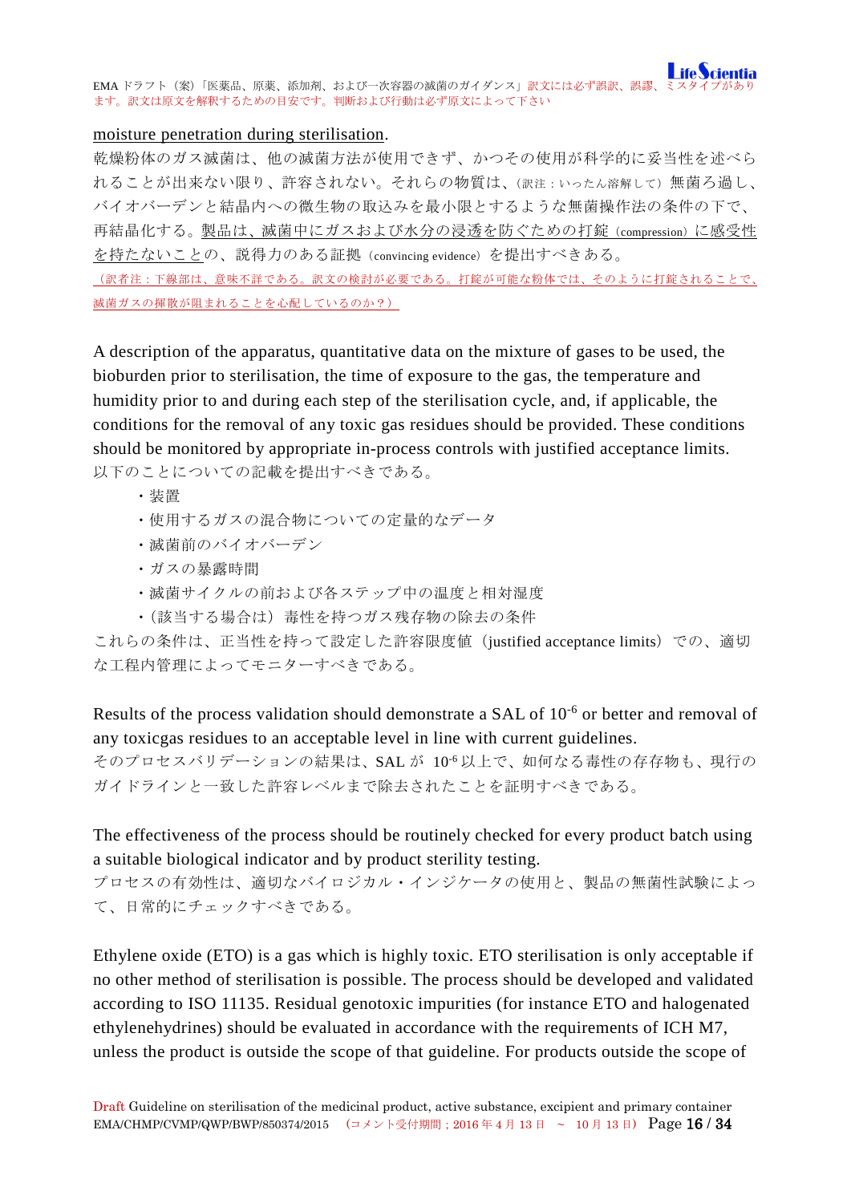moisture penetration during sterilisation.

乾燥粉体のガス滅菌は、他の滅菌方法が使用できず、かつその使用が科学的に妥当性を述べられることが出来ない限り、許容されない。それらの物質は、（訳注：いったん溶解して）無菌ろ過し、バイオバーデンと結晶内への微生物の取込みを最小限とするような無菌操作法の条件の下で、再結晶化する。製品は、滅菌中にガスおよび水分の浸透を防ぐための打錠（compression）に感受性を持たないことの、説得力のある証拠（convincing evidence）を提出すべきある。

（訳者注：下線部は、意味不詳である。訳文の検討が必要である。打錠が可能な粉体では、そのように打錠されることで、滅菌ガスの揮散が阻まれることを心配しているのか？）

A description of the apparatus, quantitative data on the mixture of gases to be used, the bioburden prior to sterilisation, the time of exposure to the gas, the temperature and humidity prior to and during each step of the sterilisation cycle, and, if applicable, the conditions for the removal of any toxic gas residues should be provided. These conditions should be monitored by appropriate in-process controls with justified acceptance limits.

以下のことについての記載を提出すべきである。

- 装置
- 使用するガスの混合物についての定量的なデータ
- 滅菌前のバイオバーデン
- ガスの暴露時間
- 滅菌サイクルの前および各ステップ中の温度と相対湿度
- （該当する場合は）毒性を持つガス残存物の除去の条件

これらの条件は、正当性を持って設定した許容限度値（justified acceptance limits）での、適切な工程内管理によってモニターすべきである。

Results of the process validation should demonstrate a SAL of $10^{-6}$ or better and removal of any toxicgas residues to an acceptable level in line with current guidelines.

そのプロセスバリデーションの結果は、SAL が $10^{-6}$ 以上で、如何なる毒性の存存物も、現行のガイドラインと一致した許容レベルまで除去されたことを証明すべきである。

The effectiveness of the process should be routinely checked for every product batch using a suitable biological indicator and by product sterility testing.

プロセスの有効性は、適切なバイロジカル・インジケータの使用と、製品の無菌性試験によって、日常的にチェックすべきである。

Ethylene oxide (ETO) is a gas which is highly toxic. ETO sterilisation is only acceptable if no other method of sterilisation is possible. The process should be developed and validated according to ISO 11135. Residual genotoxic impurities (for instance ETO and halogenated ethylenehydrines) should be evaluated in accordance with the requirements of ICH M7, unless the product is outside the scope of that guideline. For products outside the scope of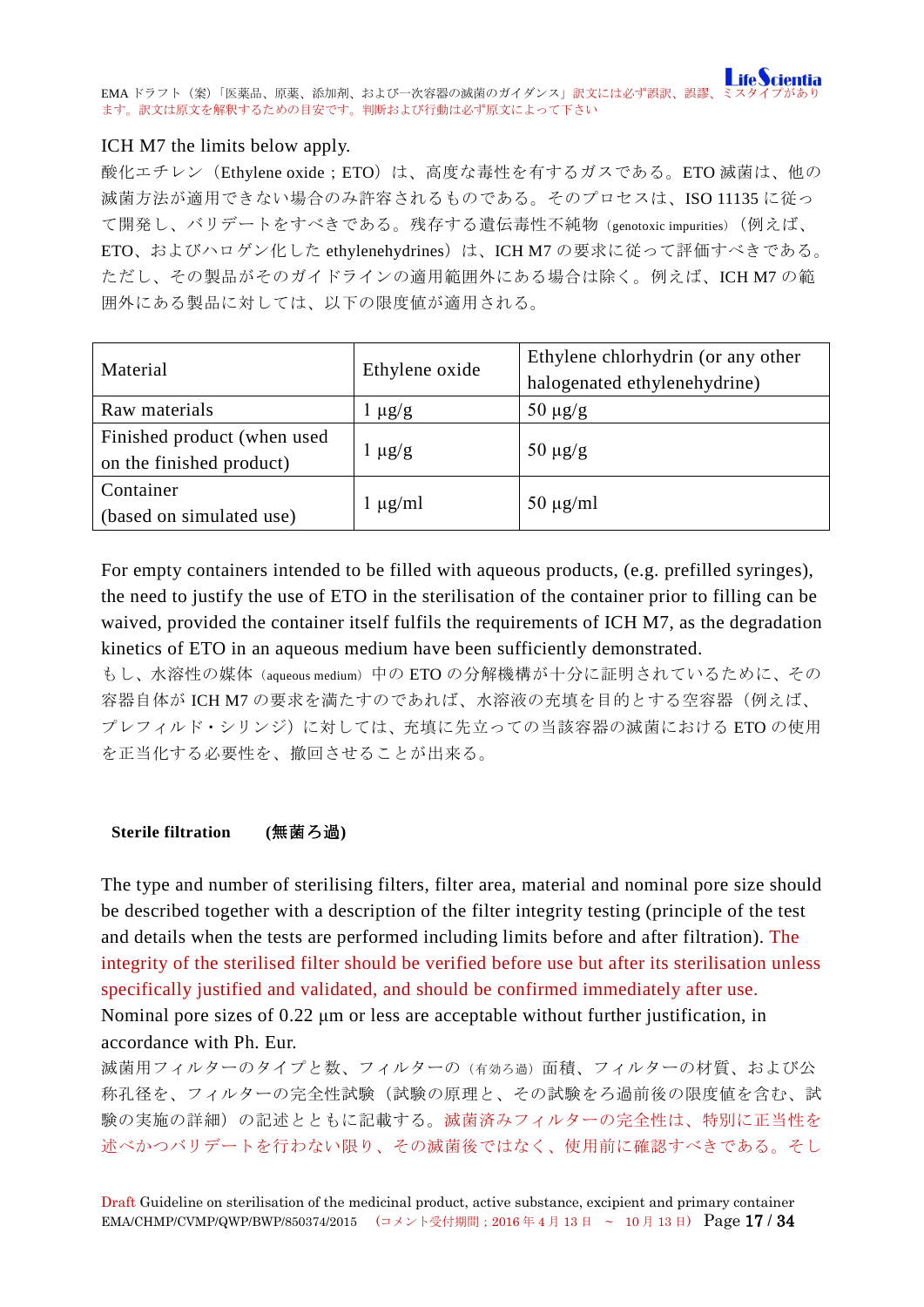ICH M7 the limits below apply.

酸化エチレン（Ethylene oxide；ETO）は、高度な毒性を有するガスである。ETO 滅菌は、他の滅菌方法が適用できない場合のみ許容されるものである。そのプロセスは、ISO 11135 に従って開発し、バリデートをすべきである。残存する遺伝毒性不純物（genotoxic impurities）（例えば、ETO、およびハロゲン化した ethylenehydrines）は、ICH M7 の要求に従って評価すべきである。ただし、その製品がそのガイドラインの適用範囲外にある場合は除く。例えば、ICH M7 の範囲外にある製品に対しては、以下の限度値が適用される。

| Material | Ethylene oxide | Ethylene chlorhydrin (or any other halogenated ethylenehydrine) |
|---|---|---|
| Raw materials | 1 µg/g | 50 µg/g |
| Finished product (when used on the finished product) | 1 µg/g | 50 µg/g |
| Container (based on simulated use) | 1 µg/ml | 50 µg/ml |

For empty containers intended to be filled with aqueous products, (e.g. prefilled syringes), the need to justify the use of ETO in the sterilisation of the container prior to filling can be waived, provided the container itself fulfils the requirements of ICH M7, as the degradation kinetics of ETO in an aqueous medium have been sufficiently demonstrated.

もし、水溶性の媒体（aqueous medium）中の ETO の分解機構が十分に証明されているために、その容器自体が ICH M7 の要求を満たすのであれば、水溶液の充填を目的とする空容器（例えば、プレフィルド・シリンジ）に対しては、充填に先立っての当該容器の滅菌における ETO の使用を正当化する必要性を、撤回させることが出来る。

**Sterile filtration　(無菌ろ過)**

The type and number of sterilising filters, filter area, material and nominal pore size should be described together with a description of the filter integrity testing (principle of the test and details when the tests are performed including limits before and after filtration). The integrity of the sterilised filter should be verified before use but after its sterilisation unless specifically justified and validated, and should be confirmed immediately after use. Nominal pore sizes of 0.22 µm or less are acceptable without further justification, in accordance with Ph. Eur.

滅菌用フィルターのタイプと数、フィルターの（有効ろ過）面積、フィルターの材質、および公称孔径を、フィルターの完全性試験（試験の原理と、その試験をろ過前後の限度値を含む、試験の実施の詳細）の記述とともに記載する。滅菌済みフィルターの完全性は、特別に正当性を述べかつバリデートを行わない限り、その滅菌後ではなく、使用前に確認すべきである。そし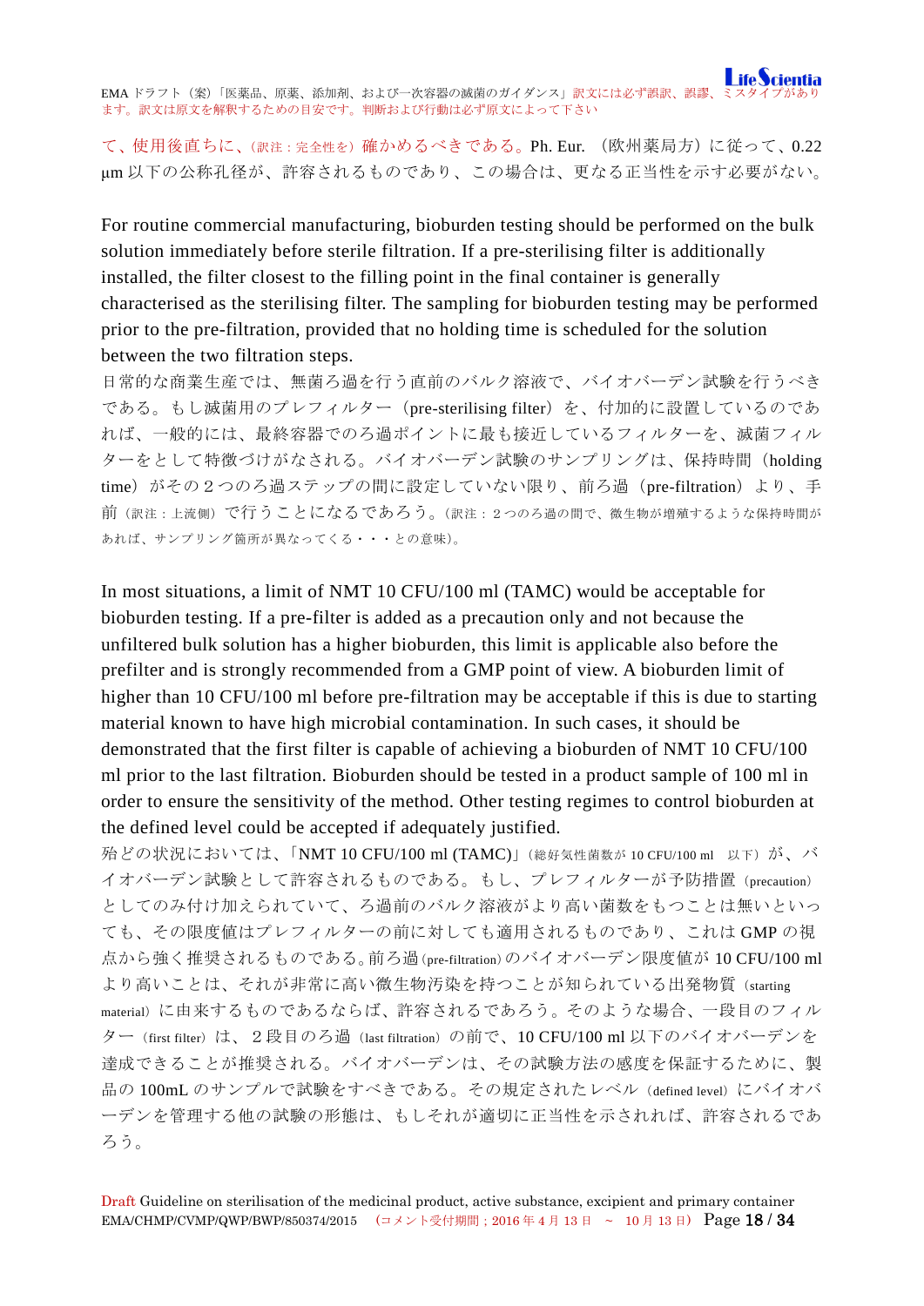て、使用後直ちに、（訳注：完全性を）確かめるべきである。Ph. Eur.（欧州薬局方）に従って、0.22 µm 以下の公称孔径が、許容されるものであり、この場合は、更なる正当性を示す必要がない。

For routine commercial manufacturing, bioburden testing should be performed on the bulk solution immediately before sterile filtration. If a pre-sterilising filter is additionally installed, the filter closest to the filling point in the final container is generally characterised as the sterilising filter. The sampling for bioburden testing may be performed prior to the pre-filtration, provided that no holding time is scheduled for the solution between the two filtration steps.

日常的な商業生産では、無菌ろ過を行う直前のバルク溶液で、バイオバーデン試験を行うべきである。もし滅菌用のプレフィルター（pre-sterilising filter）を、付加的に設置しているのであれば、一般的には、最終容器でのろ過ポイントに最も接近しているフィルターを、滅菌フィルターをとして特徴づけがなされる。バイオバーデン試験のサンプリングは、保持時間（holding time）がその２つのろ過ステップの間に設定していない限り、前ろ過（pre-filtration）より、手前（訳注：上流側）で行うことになるであろう。（訳注：２つのろ過の間で、微生物が増殖するような保持時間があれば、サンプリング箇所が異なってくる・・・との意味）。

In most situations, a limit of NMT 10 CFU/100 ml (TAMC) would be acceptable for bioburden testing. If a pre-filter is added as a precaution only and not because the unfiltered bulk solution has a higher bioburden, this limit is applicable also before the prefilter and is strongly recommended from a GMP point of view. A bioburden limit of higher than 10 CFU/100 ml before pre-filtration may be acceptable if this is due to starting material known to have high microbial contamination. In such cases, it should be demonstrated that the first filter is capable of achieving a bioburden of NMT 10 CFU/100 ml prior to the last filtration. Bioburden should be tested in a product sample of 100 ml in order to ensure the sensitivity of the method. Other testing regimes to control bioburden at the defined level could be accepted if adequately justified.

殆どの状況においては、「NMT 10 CFU/100 ml (TAMC)」（総好気性菌数が 10 CFU/100 ml 以下）が、バイオバーデン試験として許容されるものである。もし、プレフィルターが予防措置（precaution）としてのみ付け加えられていて、ろ過前のバルク溶液がより高い菌数をもつことは無いといっても、その限度値はプレフィルターの前に対しても適用されるものであり、これは GMP の視点から強く推奨されるものである。前ろ過（pre-filtration）のバイオバーデン限度値が 10 CFU/100 ml より高いことは、それが非常に高い微生物汚染を持つことが知られている出発物質（starting material）に由来するものであるならば、許容されるであろう。そのような場合、一段目のフィルター（first filter）は、２段目のろ過（last filtration）の前で、10 CFU/100 ml 以下のバイオバーデンを達成できることが推奨される。バイオバーデンは、その試験方法の感度を保証するために、製品の 100mL のサンプルで試験をすべきである。その規定されたレベル（defined level）にバイオバーデンを管理する他の試験の形態は、もしそれが適切に正当性を示されれば、許容されるであろう。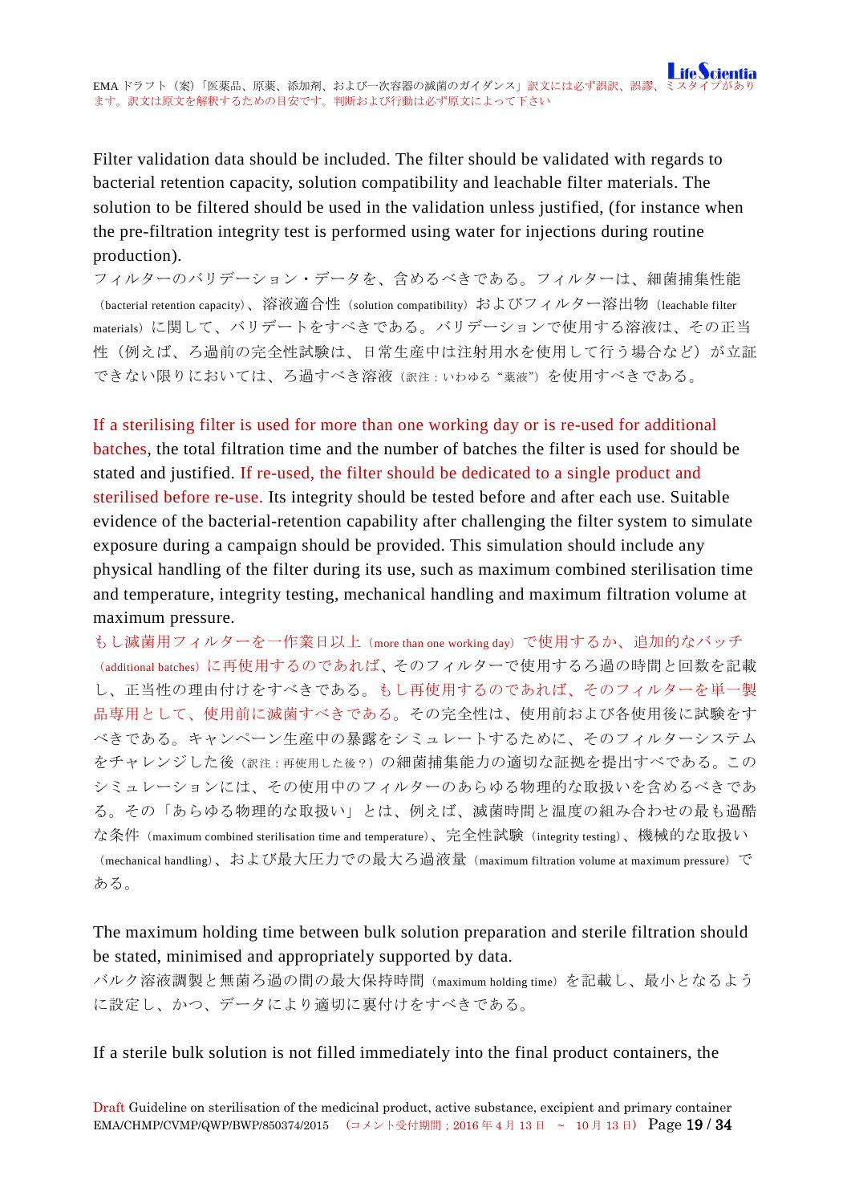Filter validation data should be included. The filter should be validated with regards to bacterial retention capacity, solution compatibility and leachable filter materials. The solution to be filtered should be used in the validation unless justified, (for instance when the pre-filtration integrity test is performed using water for injections during routine production).

フィルターのバリデーション・データを、含めるべきである。フィルターは、細菌捕集性能（bacterial retention capacity）、溶液適合性（solution compatibility）およびフィルター溶出物（leachable filter materials）に関して、バリデートをすべきである。バリデーションで使用する溶液は、その正当性（例えば、ろ過前の完全性試験は、日常生産中は注射用水を使用して行う場合など）が立証できない限りにおいては、ろ過すべき溶液（訳注：いわゆる“薬液”）を使用すべきである。

If a sterilising filter is used for more than one working day or is re-used for additional batches, the total filtration time and the number of batches the filter is used for should be stated and justified. If re-used, the filter should be dedicated to a single product and sterilised before re-use. Its integrity should be tested before and after each use. Suitable evidence of the bacterial-retention capability after challenging the filter system to simulate exposure during a campaign should be provided. This simulation should include any physical handling of the filter during its use, such as maximum combined sterilisation time and temperature, integrity testing, mechanical handling and maximum filtration volume at maximum pressure.

もし滅菌用フィルターを一作業日以上（more than one working day）で使用するか、追加的なバッチ（additional batches）に再使用するのであれば、そのフィルターで使用するろ過の時間と回数を記載し、正当性の理由付けをすべきである。もし再使用するのであれば、そのフィルターを単一製品専用として、使用前に滅菌すべきである。その完全性は、使用前および各使用後に試験をすべきである。キャンペーン生産中の暴露をシミュレートするために、そのフィルターシステムをチャレンジした後（訳注：再使用した後？）の細菌捕集能力の適切な証拠を提出すべきである。このシミュレーションには、その使用中のフィルターのあらゆる物理的な取扱いを含めるべきである。その「あらゆる物理的な取扱い」とは、例えば、滅菌時間と温度の組み合わせの最も過酷な条件（maximum combined sterilisation time and temperature）、完全性試験（integrity testing）、機械的な取扱い（mechanical handling）、および最大圧力での最大ろ過液量（maximum filtration volume at maximum pressure）である。

The maximum holding time between bulk solution preparation and sterile filtration should be stated, minimised and appropriately supported by data.

バルク溶液調製と無菌ろ過の間の最大保持時間（maximum holding time）を記載し、最小となるように設定し、かつ、データにより適切に裏付けをすべきである。

If a sterile bulk solution is not filled immediately into the final product containers, the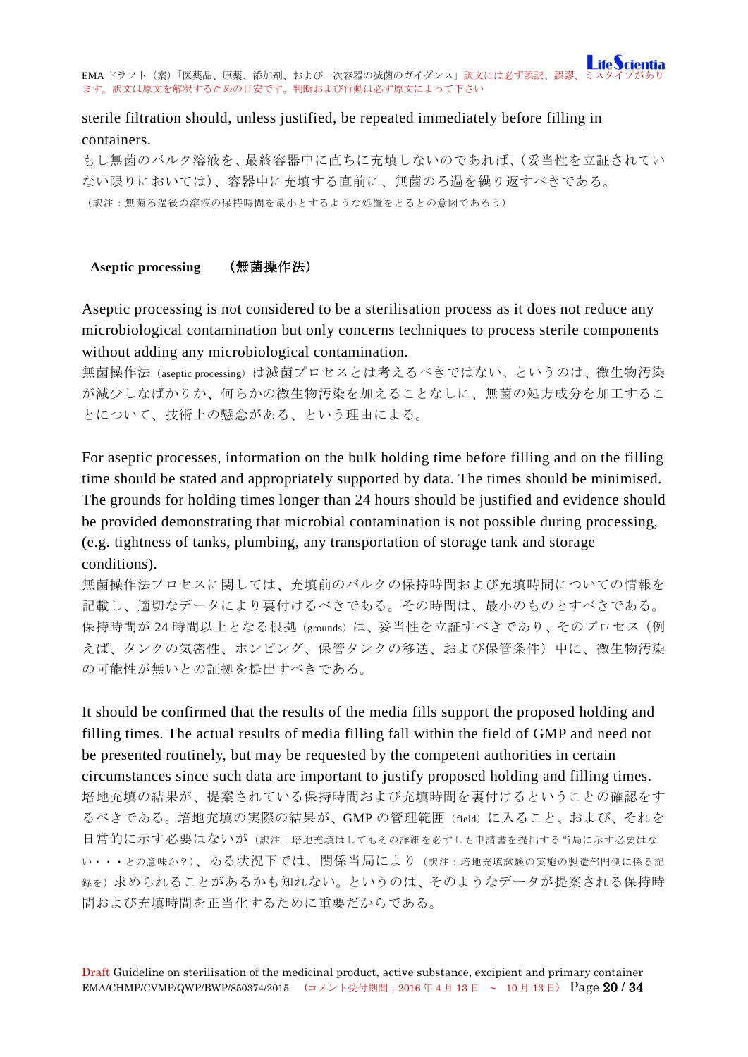sterile filtration should, unless justified, be repeated immediately before filling in containers.

もし無菌のバルク溶液を、最終容器中に直ちに充填しないのであれば、(妥当性を立証されていない限りにおいては)、容器中に充填する直前に、無菌のろ過を繰り返すべきである。

（訳注：無菌ろ過後の溶液の保持時間を最小とするような処置をとるとの意図であろう）

**Aseptic processing　（無菌操作法）**

Aseptic processing is not considered to be a sterilisation process as it does not reduce any microbiological contamination but only concerns techniques to process sterile components without adding any microbiological contamination.

無菌操作法（aseptic processing）は滅菌プロセスとは考えるべきではない。というのは、微生物汚染が減少しなばかりか、何らかの微生物汚染を加えることなしに、無菌の処方成分を加工することについて、技術上の懸念がある、という理由による。

For aseptic processes, information on the bulk holding time before filling and on the filling time should be stated and appropriately supported by data. The times should be minimised. The grounds for holding times longer than 24 hours should be justified and evidence should be provided demonstrating that microbial contamination is not possible during processing, (e.g. tightness of tanks, plumbing, any transportation of storage tank and storage conditions).

無菌操作法プロセスに関しては、充填前のバルクの保持時間および充填時間についての情報を記載し、適切なデータにより裏付けるべきである。その時間は、最小のものとすべきである。保持時間が 24 時間以上となる根拠（grounds）は、妥当性を立証すべきであり、そのプロセス（例えば、タンクの気密性、ポンピング、保管タンクの移送、および保管条件）中に、微生物汚染の可能性が無いとの証拠を提出すべきである。

It should be confirmed that the results of the media fills support the proposed holding and filling times. The actual results of media filling fall within the field of GMP and need not be presented routinely, but may be requested by the competent authorities in certain circumstances since such data are important to justify proposed holding and filling times.

培地充填の結果が、提案されている保持時間および充填時間を裏付けるということの確認をするべきである。培地充填の実際の結果が、GMP の管理範囲（field）に入ること、および、それを日常的に示す必要はないが（訳注：培地充填はしてもその詳細を必ずしも申請書を提出する当局に示す必要はない・・・との意味か？）、ある状況下では、関係当局により（訳注：培地充填試験の実施の製造部門側に係る記録を）求められることがあるかも知れない。というのは、そのようなデータが提案される保持時間および充填時間を正当化するために重要だからである。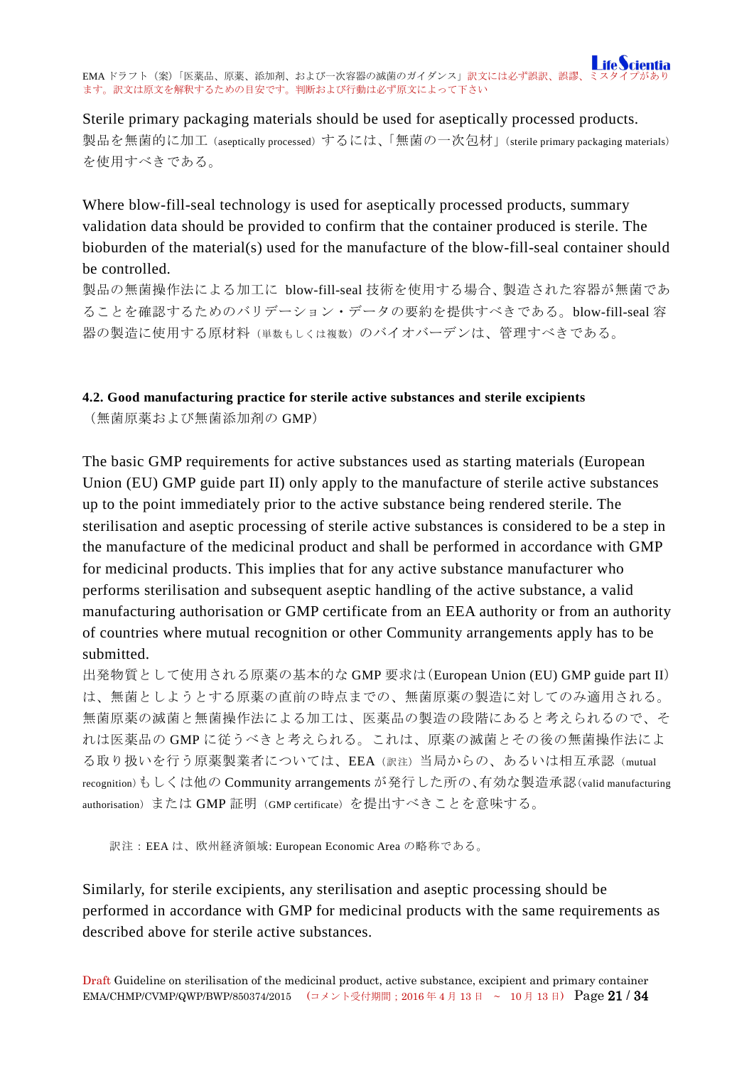Sterile primary packaging materials should be used for aseptically processed products.
製品を無菌的に加工（aseptically processed）するには、「無菌の一次包材」（sterile primary packaging materials）を使用すべきである。

Where blow-fill-seal technology is used for aseptically processed products, summary validation data should be provided to confirm that the container produced is sterile. The bioburden of the material(s) used for the manufacture of the blow-fill-seal container should be controlled.
製品の無菌操作法による加工に blow-fill-seal 技術を使用する場合、製造された容器が無菌であることを確認するためのバリデーション・データの要約を提供すべきである。blow-fill-seal 容器の製造に使用する原材料（単数もしくは複数）のバイオバーデンは、管理すべきである。

### 4.2. Good manufacturing practice for sterile active substances and sterile excipients

（無菌原薬および無菌添加剤の GMP）

The basic GMP requirements for active substances used as starting materials (European Union (EU) GMP guide part II) only apply to the manufacture of sterile active substances up to the point immediately prior to the active substance being rendered sterile. The sterilisation and aseptic processing of sterile active substances is considered to be a step in the manufacture of the medicinal product and shall be performed in accordance with GMP for medicinal products. This implies that for any active substance manufacturer who performs sterilisation and subsequent aseptic handling of the active substance, a valid manufacturing authorisation or GMP certificate from an EEA authority or from an authority of countries where mutual recognition or other Community arrangements apply has to be submitted.
出発物質として使用される原薬の基本的な GMP 要求は（European Union (EU) GMP guide part II）は、無菌としようとする原薬の直前の時点までの、無菌原薬の製造に対してのみ適用される。無菌原薬の滅菌と無菌操作法による加工は、医薬品の製造の段階にあると考えられるので、それは医薬品の GMP に従うべきと考えられる。これは、原薬の滅菌とその後の無菌操作法による取り扱いを行う原薬製業者については、EEA（訳注）当局からの、あるいは相互承認（mutual recognition）もしくは他の Community arrangements が発行した所の、有効な製造承認（valid manufacturing authorisation）または GMP 証明（GMP certificate）を提出すべきことを意味する。

訳注：EEA は、欧州経済領域: European Economic Area の略称である。

Similarly, for sterile excipients, any sterilisation and aseptic processing should be performed in accordance with GMP for medicinal products with the same requirements as described above for sterile active substances.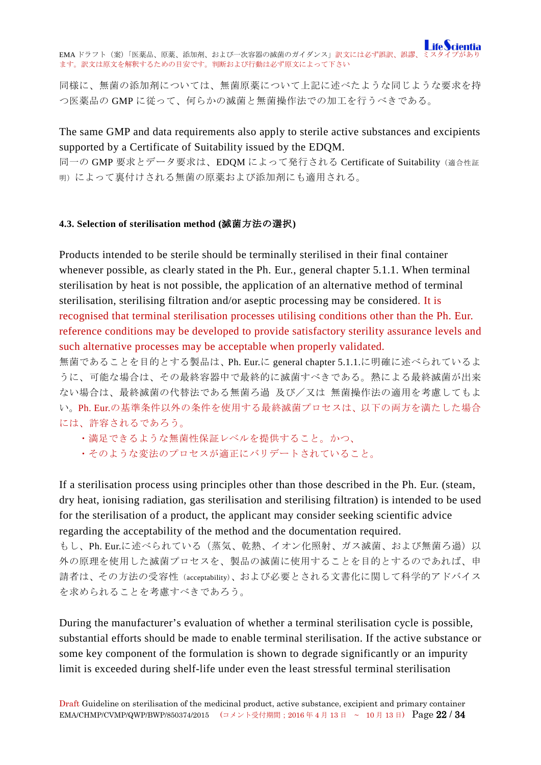同様に、無菌の添加剤については、無菌原薬について上記に述べたような同じような要求を持つ医薬品の GMP に従って、何らかの滅菌と無菌操作法での加工を行うべきである。

The same GMP and data requirements also apply to sterile active substances and excipients supported by a Certificate of Suitability issued by the EDQM.
同一の GMP 要求とデータ要求は、EDQM によって発行される Certificate of Suitability（適合性証明）によって裏付けされる無菌の原薬および添加剤にも適用される。

#### 4.3. Selection of sterilisation method (滅菌方法の選択)

Products intended to be sterile should be terminally sterilised in their final container whenever possible, as clearly stated in the Ph. Eur., general chapter 5.1.1. When terminal sterilisation by heat is not possible, the application of an alternative method of terminal sterilisation, sterilising filtration and/or aseptic processing may be considered. It is recognised that terminal sterilisation processes utilising conditions other than the Ph. Eur. reference conditions may be developed to provide satisfactory sterility assurance levels and such alternative processes may be acceptable when properly validated.
無菌であることを目的とする製品は、Ph. Eur.に general chapter 5.1.1.に明確に述べられているように、可能な場合は、その最終容器中で最終的に滅菌すべきである。熱による最終滅菌が出来ない場合は、最終滅菌の代替法である無菌ろ過 及び／又は 無菌操作法の適用を考慮してもよい。Ph. Eur.の基準条件以外の条件を使用する最終滅菌プロセスは、以下の両方を満たした場合には、許容されるであろう。

- 満足できるような無菌性保証レベルを提供すること。かつ、
- そのような変法のプロセスが適正にバリデートされていること。

If a sterilisation process using principles other than those described in the Ph. Eur. (steam, dry heat, ionising radiation, gas sterilisation and sterilising filtration) is intended to be used for the sterilisation of a product, the applicant may consider seeking scientific advice regarding the acceptability of the method and the documentation required.
もし、Ph. Eur.に述べられている（蒸気、乾熱、イオン化照射、ガス滅菌、および無菌ろ過）以外の原理を使用した滅菌プロセスを、製品の滅菌に使用することを目的とするのであれば、申請者は、その方法の受容性（acceptability）、および必要とされる文書化に関して科学的アドバイスを求められることを考慮すべきであろう。

During the manufacturer's evaluation of whether a terminal sterilisation cycle is possible, substantial efforts should be made to enable terminal sterilisation. If the active substance or some key component of the formulation is shown to degrade significantly or an impurity limit is exceeded during shelf-life under even the least stressful terminal sterilisation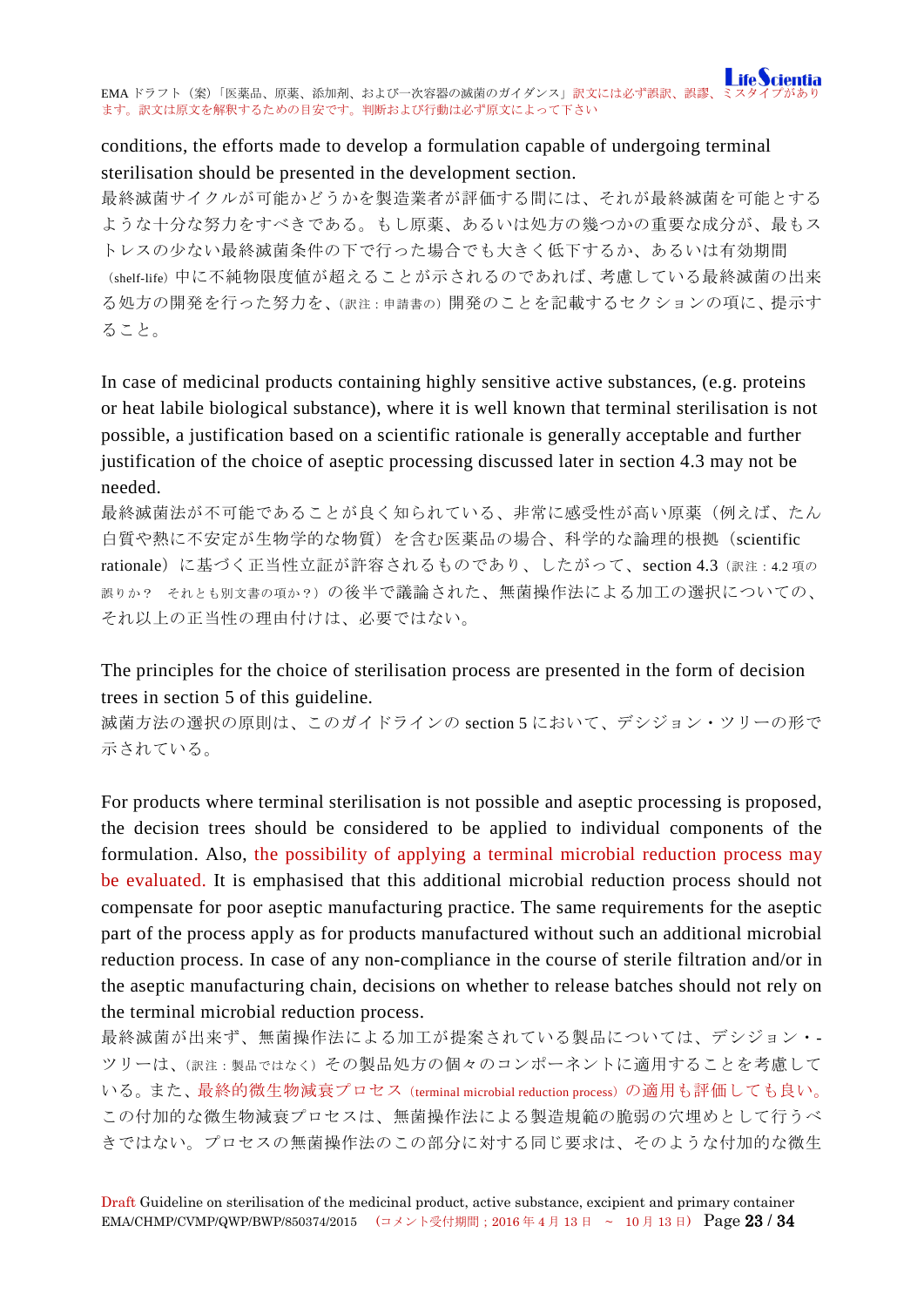conditions, the efforts made to develop a formulation capable of undergoing terminal sterilisation should be presented in the development section.

最終滅菌サイクルが可能かどうかを製造業者が評価する間には、それが最終滅菌を可能とするような十分な努力をすべきである。もし原薬、あるいは処方の幾つかの重要な成分が、最もストレスの少ない最終滅菌条件の下で行った場合でも大きく低下するか、あるいは有効期間（shelf-life）中に不純物限度値が超えることが示されるのであれば、考慮している最終滅菌の出来る処方の開発を行った努力を、（訳注：申請書の）開発のことを記載するセクションの項に、提示すること。

In case of medicinal products containing highly sensitive active substances, (e.g. proteins or heat labile biological substance), where it is well known that terminal sterilisation is not possible, a justification based on a scientific rationale is generally acceptable and further justification of the choice of aseptic processing discussed later in section 4.3 may not be needed.

最終滅菌法が不可能であることが良く知られている、非常に感受性が高い原薬（例えば、たん白質や熱に不安定が生物学的な物質）を含む医薬品の場合、科学的な論理的根拠（scientific rationale）に基づく正当性立証が許容されるものであり、したがって、section 4.3（訳注：4.2 項の誤りか？　それとも別文書の項か？）の後半で議論された、無菌操作法による加工の選択についての、それ以上の正当性の理由付けは、必要ではない。

The principles for the choice of sterilisation process are presented in the form of decision trees in section 5 of this guideline.

滅菌方法の選択の原則は、このガイドラインの section 5 において、デシジョン・ツリーの形で示されている。

For products where terminal sterilisation is not possible and aseptic processing is proposed, the decision trees should be considered to be applied to individual components of the formulation. Also, the possibility of applying a terminal microbial reduction process may be evaluated. It is emphasised that this additional microbial reduction process should not compensate for poor aseptic manufacturing practice. The same requirements for the aseptic part of the process apply as for products manufactured without such an additional microbial reduction process. In case of any non-compliance in the course of sterile filtration and/or in the aseptic manufacturing chain, decisions on whether to release batches should not rely on the terminal microbial reduction process.

最終滅菌が出来ず、無菌操作法による加工が提案されている製品については、デシジョン・ツリーは、（訳注：製品ではなく）その製品処方の個々のコンポーネントに適用することを考慮している。また、最終的微生物減衰プロセス（terminal microbial reduction process）の適用も評価しても良い。この付加的な微生物減衰プロセスは、無菌操作法による製造規範の脆弱の穴埋めとして行うべきではない。プロセスの無菌操作法のこの部分に対する同じ要求は、そのような付加的な微生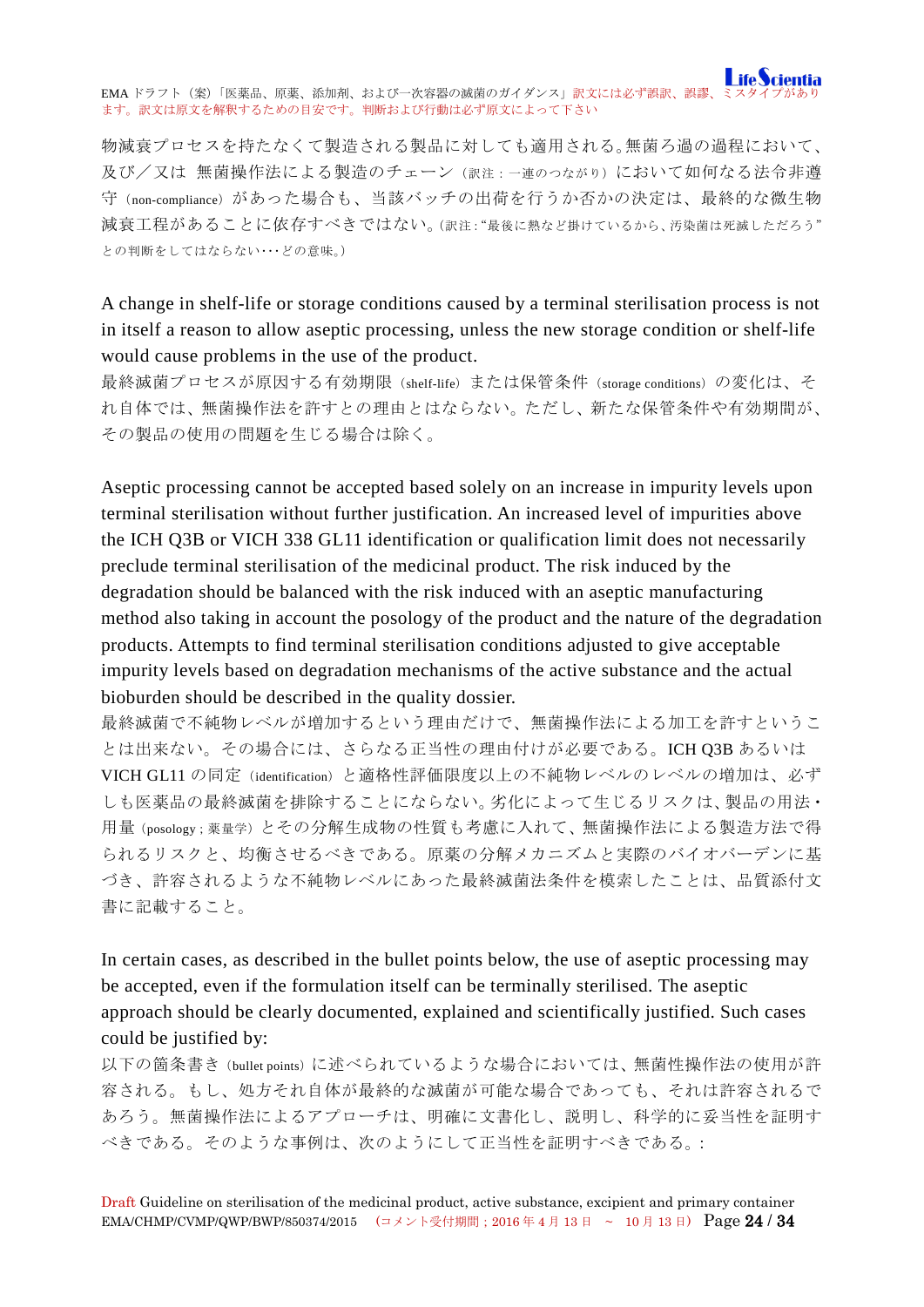物滅衰プロセスを持たなくて製造される製品に対しても適用される。無菌ろ過の過程において、及び／又は 無菌操作法による製造のチェーン（訳注：一連のつながり）において如何なる法令非遵守（non-compliance）があった場合も、当該バッチの出荷を行うか否かの決定は、最終的な微生物滅衰工程があることに依存すべきではない。（訳注："最後に熱など掛けているから、汚染菌は死滅しただろう"との判断をしてはならない･･･どの意味。）

A change in shelf-life or storage conditions caused by a terminal sterilisation process is not in itself a reason to allow aseptic processing, unless the new storage condition or shelf-life would cause problems in the use of the product.

最終滅菌プロセスが原因する有効期限（shelf-life）または保管条件（storage conditions）の変化は、それ自体では、無菌操作法を許すとの理由とはならない。ただし、新たな保管条件や有効期間が、その製品の使用の問題を生じる場合は除く。

Aseptic processing cannot be accepted based solely on an increase in impurity levels upon terminal sterilisation without further justification. An increased level of impurities above the ICH Q3B or VICH 338 GL11 identification or qualification limit does not necessarily preclude terminal sterilisation of the medicinal product. The risk induced by the degradation should be balanced with the risk induced with an aseptic manufacturing method also taking in account the posology of the product and the nature of the degradation products. Attempts to find terminal sterilisation conditions adjusted to give acceptable impurity levels based on degradation mechanisms of the active substance and the actual bioburden should be described in the quality dossier.

最終滅菌で不純物レベルが増加するという理由だけで、無菌操作法による加工を許すということは出来ない。その場合には、さらなる正当性の理由付けが必要である。ICH Q3B あるいは VICH GL11 の同定（identification）と適格性評価限度以上の不純物レベルのレベルの増加は、必ずしも医薬品の最終滅菌を排除することにならない。劣化によって生じるリスクは、製品の用法・用量（posology；薬量学）とその分解生成物の性質も考慮に入れて、無菌操作法による製造方法で得られるリスクと、均衡させるべきである。原薬の分解メカニズムと実際のバイオバーデンに基づき、許容されるような不純物レベルにあった最終滅菌法条件を模索したことは、品質添付文書に記載すること。

In certain cases, as described in the bullet points below, the use of aseptic processing may be accepted, even if the formulation itself can be terminally sterilised. The aseptic approach should be clearly documented, explained and scientifically justified. Such cases could be justified by:

以下の箇条書き（bullet points）に述べられているような場合においては、無菌性操作法の使用が許容される。もし、処方それ自体が最終的な滅菌が可能な場合であっても、それは許容されるであろう。無菌操作法によるアプローチは、明確に文書化し、説明し、科学的に妥当性を証明すべきである。そのような事例は、次のようにして正当性を証明すべきである。: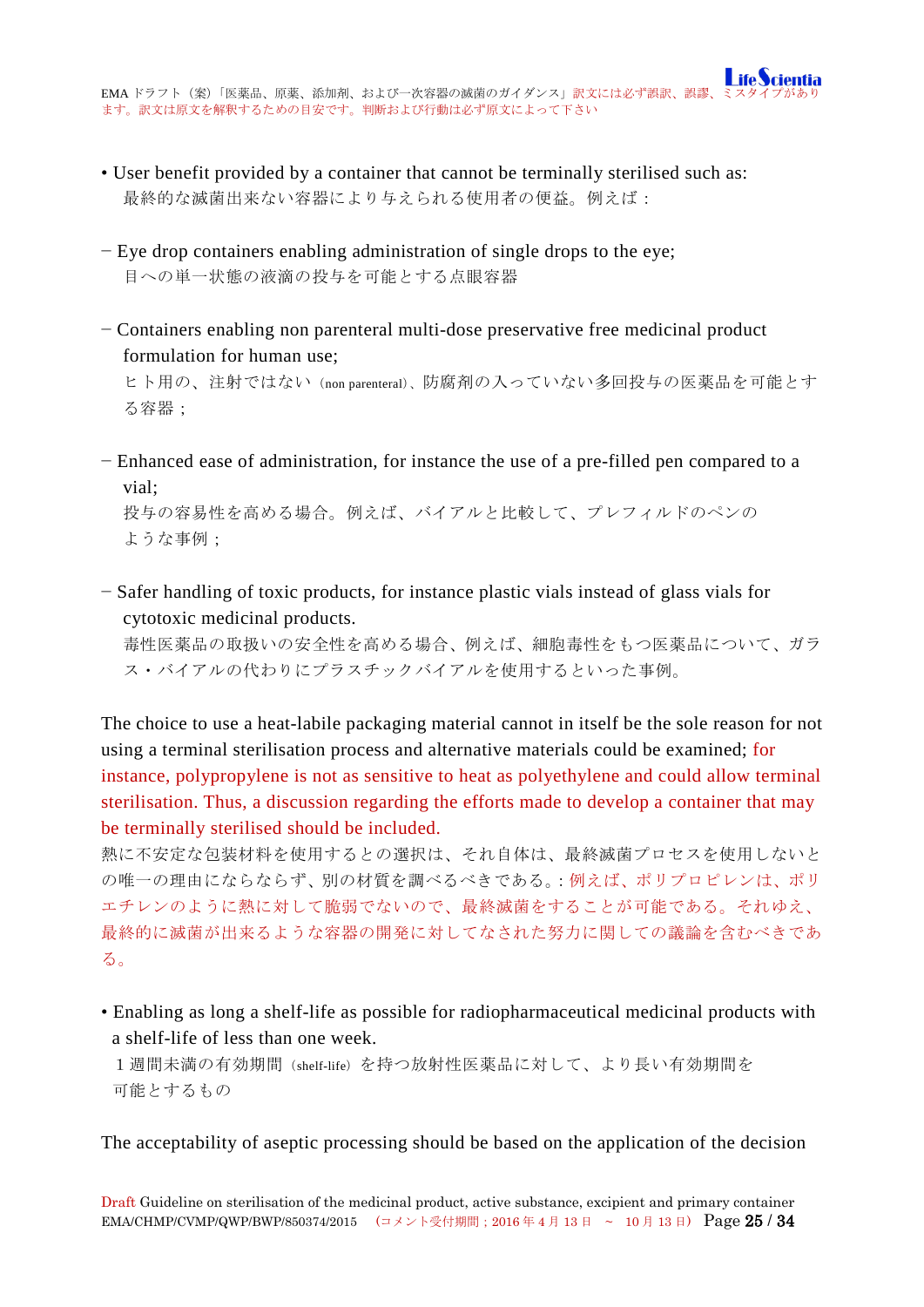- User benefit provided by a container that cannot be terminally sterilised such as:
  最終的な滅菌出来ない容器により与えられる使用者の便益。例えば：

− Eye drop containers enabling administration of single drops to the eye;
  目への単一状態の液滴の投与を可能とする点眼容器

− Containers enabling non parenteral multi-dose preservative free medicinal product formulation for human use;
  ヒト用の、注射ではない（non parenteral）、防腐剤の入っていない多回投与の医薬品を可能とする容器；

− Enhanced ease of administration, for instance the use of a pre-filled pen compared to a vial;
  投与の容易性を高める場合。例えば、バイアルと比較して、プレフィルドのペンのような事例；

− Safer handling of toxic products, for instance plastic vials instead of glass vials for cytotoxic medicinal products.
  毒性医薬品の取扱いの安全性を高める場合、例えば、細胞毒性をもつ医薬品について、ガラス・バイアルの代わりにプラスチックバイアルを使用するといった事例。

The choice to use a heat-labile packaging material cannot in itself be the sole reason for not using a terminal sterilisation process and alternative materials could be examined; for instance, polypropylene is not as sensitive to heat as polyethylene and could allow terminal sterilisation. Thus, a discussion regarding the efforts made to develop a container that may be terminally sterilised should be included.

熱に不安定な包装材料を使用するとの選択は、それ自体は、最終滅菌プロセスを使用しないとの唯一の理由にならならず、別の材質を調べるべきである。：例えば、ポリプロピレンは、ポリエチレンのように熱に対して脆弱でないので、最終滅菌をすることが可能である。それゆえ、最終的に滅菌が出来るような容器の開発に対してなされた努力に関しての議論を含むべきである。

- Enabling as long a shelf-life as possible for radiopharmaceutical medicinal products with a shelf-life of less than one week.
  1 週間未満の有効期間（shelf-life）を持つ放射性医薬品に対して、より長い有効期間を可能とするもの

The acceptability of aseptic processing should be based on the application of the decision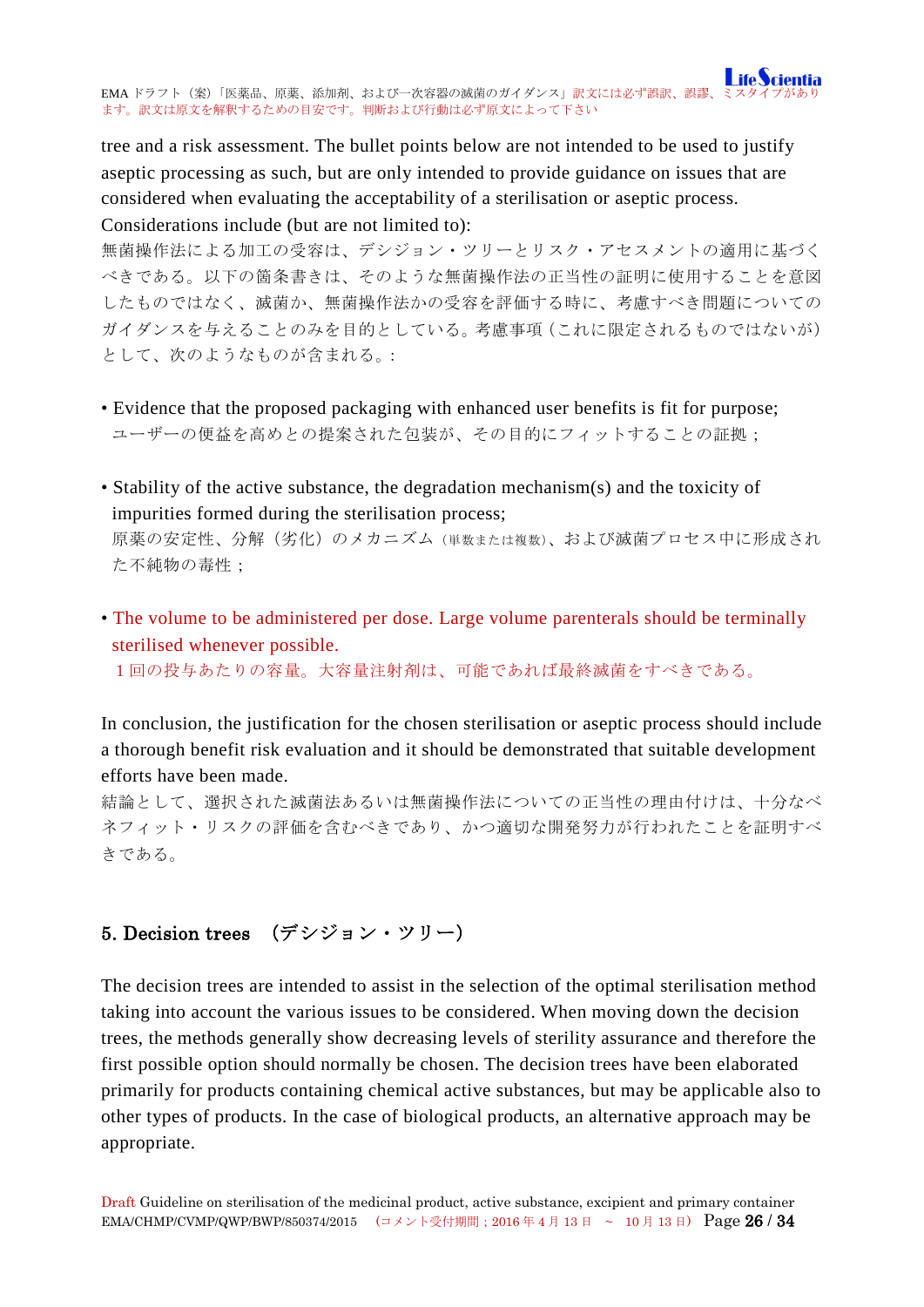tree and a risk assessment. The bullet points below are not intended to be used to justify aseptic processing as such, but are only intended to provide guidance on issues that are considered when evaluating the acceptability of a sterilisation or aseptic process. Considerations include (but are not limited to):

無菌操作法による加工の受容は、デシジョン・ツリーとリスク・アセスメントの適用に基づくべきである。以下の箇条書きは、そのような無菌操作法の正当性の証明に使用することを意図したものではなく、滅菌か、無菌操作法かの受容を評価する時に、考慮すべき問題についてのガイダンスを与えることのみを目的としている。考慮事項（これに限定されるものではないが）として、次のようなものが含まれる。:

- Evidence that the proposed packaging with enhanced user benefits is fit for purpose;
  ユーザーの便益を高めとの提案された包装が、その目的にフィットすることの証拠；

- Stability of the active substance, the degradation mechanism(s) and the toxicity of impurities formed during the sterilisation process;
  原薬の安定性、分解（劣化）のメカニズム（単数または複数）、および滅菌プロセス中に形成された不純物の毒性；

- The volume to be administered per dose. Large volume parenterals should be terminally sterilised whenever possible.
  1回の投与あたりの容量。大容量注射剤は、可能であれば最終滅菌をすべきである。

In conclusion, the justification for the chosen sterilisation or aseptic process should include a thorough benefit risk evaluation and it should be demonstrated that suitable development efforts have been made.

結論として、選択された滅菌法あるいは無菌操作法についての正当性の理由付けは、十分なベネフィット・リスクの評価を含むべきであり、かつ適切な開発努力が行われたことを証明すべきである。

## 5. Decision trees　（デシジョン・ツリー）

The decision trees are intended to assist in the selection of the optimal sterilisation method taking into account the various issues to be considered. When moving down the decision trees, the methods generally show decreasing levels of sterility assurance and therefore the first possible option should normally be chosen. The decision trees have been elaborated primarily for products containing chemical active substances, but may be applicable also to other types of products. In the case of biological products, an alternative approach may be appropriate.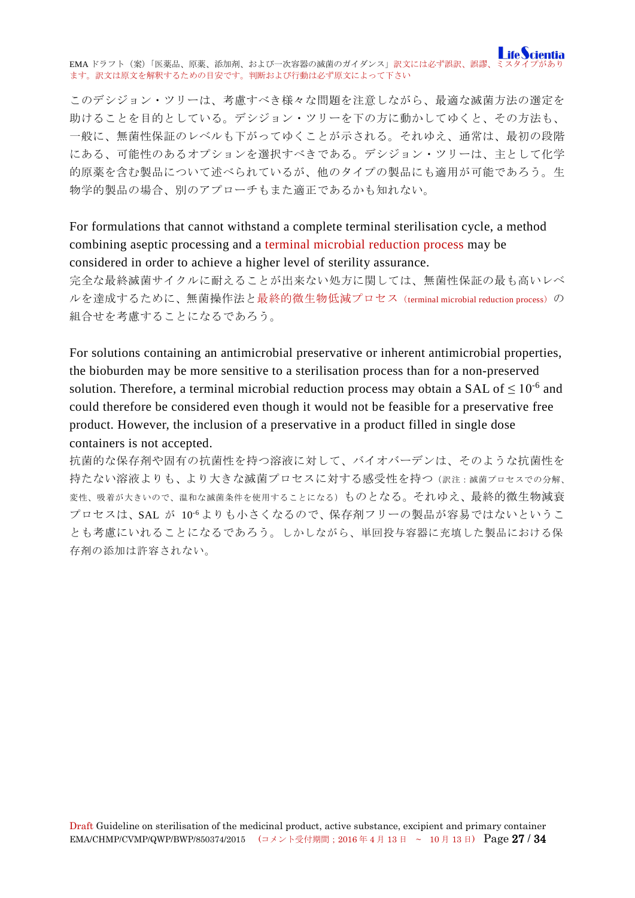このデシジョン・ツリーは、考慮すべき様々な問題を注意しながら、最適な滅菌方法の選定を助けることを目的としている。デシジョン・ツリーを下の方に動かしてゆくと、その方法も、一般に、無菌性保証のレベルも下がってゆくことが示される。それゆえ、通常は、最初の段階にある、可能性のあるオプションを選択すべきである。デシジョン・ツリーは、主として化学的原薬を含む製品について述べられているが、他のタイプの製品にも適用が可能であろう。生物学的製品の場合、別のアプローチもまた適正であるかも知れない。

For formulations that cannot withstand a complete terminal sterilisation cycle, a method combining aseptic processing and a terminal microbial reduction process may be considered in order to achieve a higher level of sterility assurance.

完全な最終滅菌サイクルに耐えることが出来ない処方に関しては、無菌性保証の最も高いレベルを達成するために、無菌操作法と最終的微生物低減プロセス（terminal microbial reduction process）の組合せを考慮することになるであろう。

For solutions containing an antimicrobial preservative or inherent antimicrobial properties, the bioburden may be more sensitive to a sterilisation process than for a non-preserved solution. Therefore, a terminal microbial reduction process may obtain a SAL of $\leq 10^{-6}$ and could therefore be considered even though it would not be feasible for a preservative free product. However, the inclusion of a preservative in a product filled in single dose containers is not accepted.

抗菌的な保存剤や固有の抗菌性を持つ溶液に対して、バイオバーデンは、そのような抗菌性を持たない溶液よりも、より大きな滅菌プロセスに対する感受性を持つ（訳注：滅菌プロセスでの分解、変性、吸着が大きいので、温和な滅菌条件を使用することになる）ものとなる。それゆえ、最終的微生物減衰プロセスは、SAL が $10^{-6}$ よりも小さくなるので、保存剤フリーの製品が容易ではないということも考慮にいれることになるであろう。しかしながら、単回投与容器に充填した製品における保存剤の添加は許容されない。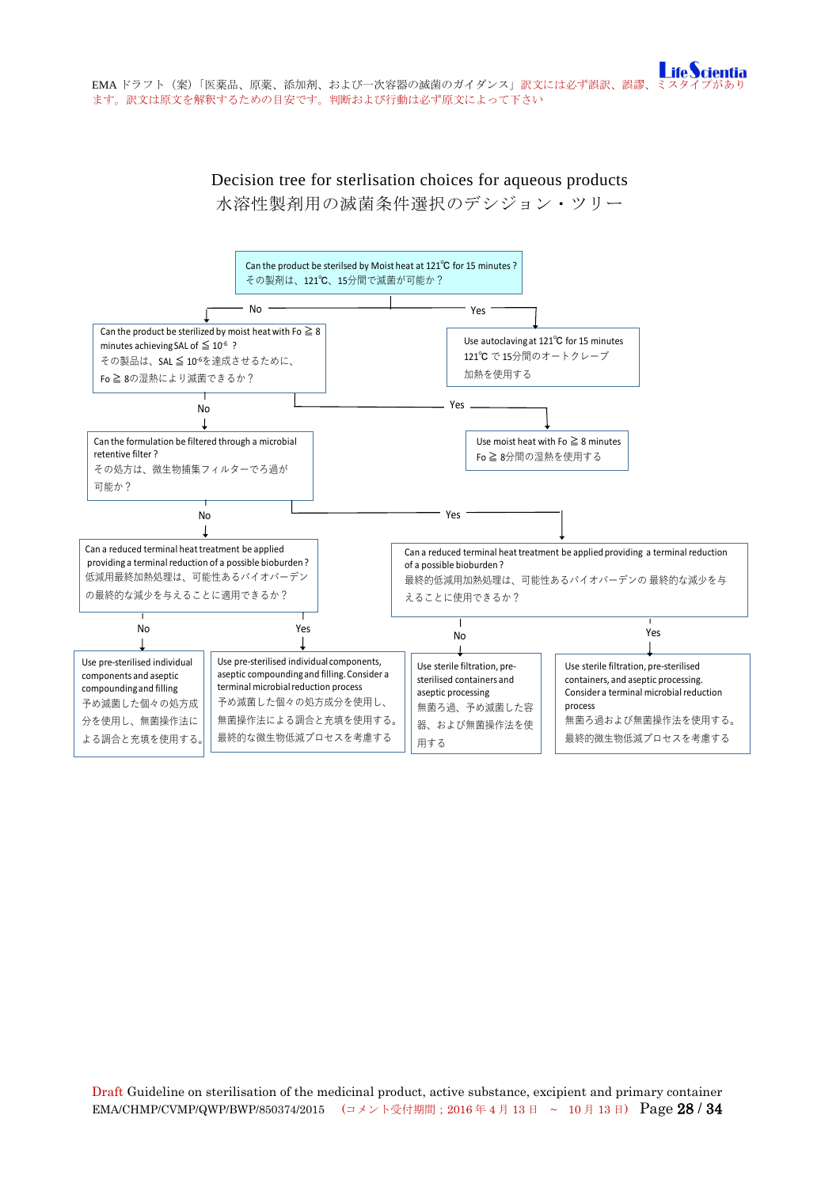# Decision tree for sterlisation choices for aqueous products
# 水溶性製剤用の滅菌条件選択のデシジョン・ツリー

**Can the product be sterilsed by Moist heat at 121℃ for 15 minutes ?**
その製剤は、121℃、15分間で滅菌が可能か？

- **Yes** → Use autoclaving at 121℃ for 15 minutes
  121℃ で 15分間のオートクレーブ加熱を使用する
- **No** → **Can the product be sterilized by moist heat with Fo ≧ 8 minutes achieving SAL of ≦ $10^{-6}$ ?**
  その製品は、SAL ≦ $10^{-6}$を達成させるために、Fo ≧ 8の湿熱により滅菌できるか？
  - **Yes** → Use moist heat with Fo ≧ 8 minutes
    Fo ≧ 8分間の湿熱を使用する
  - **No** → **Can the formulation be filtered through a microbial retentive filter ?**
    その処方は、微生物捕集フィルターでろ過が可能か？
    - **No** → **Can a reduced terminal heat treatment be applied providing a terminal reduction of a possible bioburden ?**
      低減用最終加熱処理は、可能性あるバイオバーデンの最終的な減少を与えることに適用できるか？
      - **No** → Use pre-sterilised individual components and aseptic compounding and filling
        予め滅菌した個々の処方成分を使用し、無菌操作法による調合と充填を使用する。
      - **Yes** → Use pre-sterilised individual components, aseptic compounding and filling. Consider a terminal microbial reduction process
        予め滅菌した個々の処方成分を使用し、無菌操作法による調合と充填を使用する。最終的な微生物低減プロセスを考慮する
    - **Yes** → **Can a reduced terminal heat treatment be applied providing a terminal reduction of a possible bioburden ?**
      最終的低減用加熱処理は、可能性あるバイオバーデンの 最終的な減少を与えることに使用できるか？
      - **No** → Use sterile filtration, pre-sterilised containers and aseptic processing
        無菌ろ過、予め滅菌した容器、および無菌操作法を使用する
      - **Yes** → Use sterile filtration, pre-sterilised containers, and aseptic processing. Consider a terminal microbial reduction process
        無菌ろ過および無菌操作法を使用する。最終的微生物低減プロセスを考慮する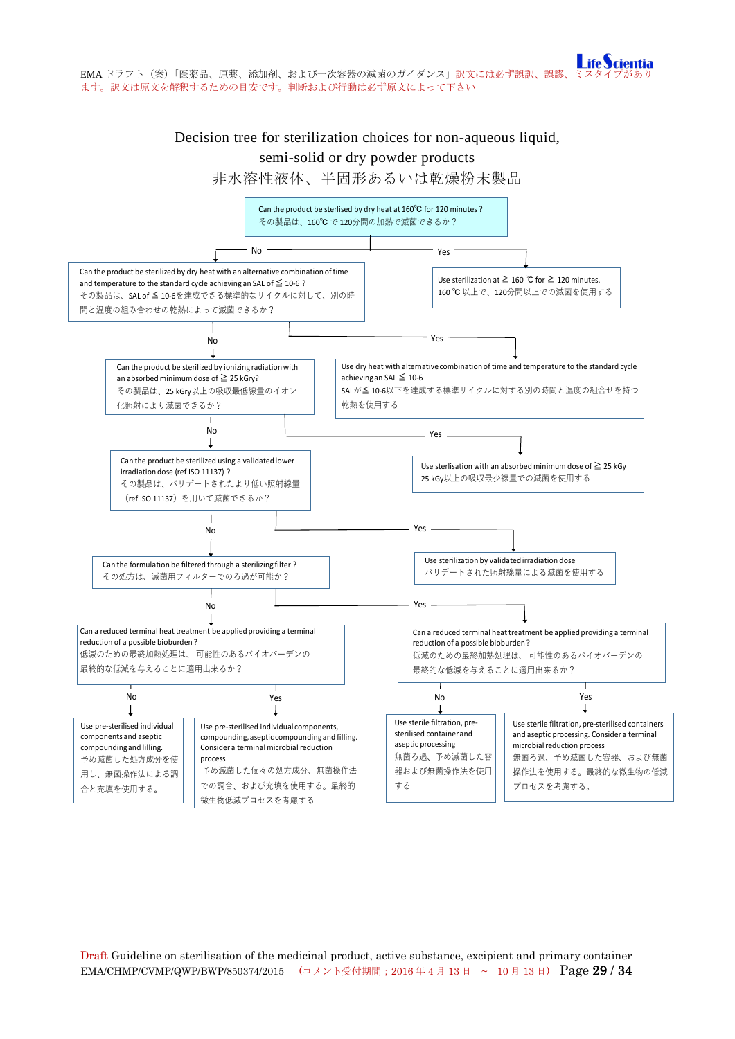# Decision tree for sterilization choices for non-aqueous liquid, semi-solid or dry powder products

# 非水溶性液体、半固形あるいは乾燥粉末製品

**Can the product be sterlised by dry heat at 160℃ for 120 minutes ?**
その製品は、160℃ で 120分間の加熱で滅菌できるか？

- **Yes** → Use sterilization at ≧ 160 ℃ for ≧ 120 minutes.
  160 ℃ 以上で、120分間以上での滅菌を使用する
- **No** → **Can the product be sterilized by dry heat with an alternative combination of time and temperature to the standard cycle achieving an SAL of ≦ 10-6 ?**
  その製品は、SAL of ≦ 10-6を達成できる標準的なサイクルに対して、別の時間と温度の組合わせの乾熱によって滅菌できるか？
  - **Yes** → Use dry heat with alternative combination of time and temperature to the standard cycle achieving an SAL ≦ 10-6
    SALが≦ 10-6以下を達成する標準サイクルに対する別の時間と温度の組合せを持つ乾熱を使用する
  - **No** → **Can the product be sterilized by ionizing radiation with an absorbed minimum dose of ≧ 25 kGry?**
    その製品は、25 kGry以上の吸収最低線量のイオン化照射により滅菌できるか？
    - **Yes** → Use sterlisation with an absorbed minimum dose of ≧ 25 kGy
      25 kGy以上の吸収最少線量での滅菌を使用する
    - **No** → **Can the product be sterilized using a validated lower irradiation dose (ref ISO 11137) ?**
      その製品は、バリデートされたより低い照射線量（ref ISO 11137）を用いて滅菌できるか？
      - **Yes** → Use sterilization by validated irradiation dose
        バリデートされた照射線量による滅菌を使用する
      - **No** → **Can the formulation be filtered through a sterilizing filter ?**
        その処方は、滅菌用フィルターでのろ過が可能か？
        - **No** → **Can a reduced terminal heat treatment be applied providing a terminal reduction of a possible bioburden ?**
          低減のための最終加熱処理は、可能性のあるバイオバーデンの最終的な低減を与えることに適用出来るか？
          - **No** → Use pre-sterilised individual components and aseptic compounding and lilling.
            予め滅菌した処方成分を使用し、無菌操作法による調合と充填を使用する。
          - **Yes** → Use pre-sterilised individual components, compounding, aseptic compounding and filling. Consider a terminal microbial reduction process
            予め滅菌した個々の処方成分、無菌操作法での調合、および充填を使用する。最終的微生物低減プロセスを考慮する
        - **Yes** → **Can a reduced terminal heat treatment be applied providing a terminal reduction of a possible bioburden ?**
          低減のための最終加熱処理は、可能性のあるバイオバーデンの最終的な低減を与えることに適用出来るか？
          - **No** → Use sterile filtration, pre-sterilised container and aseptic processing
            無菌ろ過、予め滅菌した容器および無菌操作法を使用する
          - **Yes** → Use sterile filtration, pre-sterilised containers and aseptic processing. Consider a terminal microbial reduction process
            無菌ろ過、予め滅菌した容器、および無菌操作法を使用する。最終的な微生物の低減プロセスを考慮する。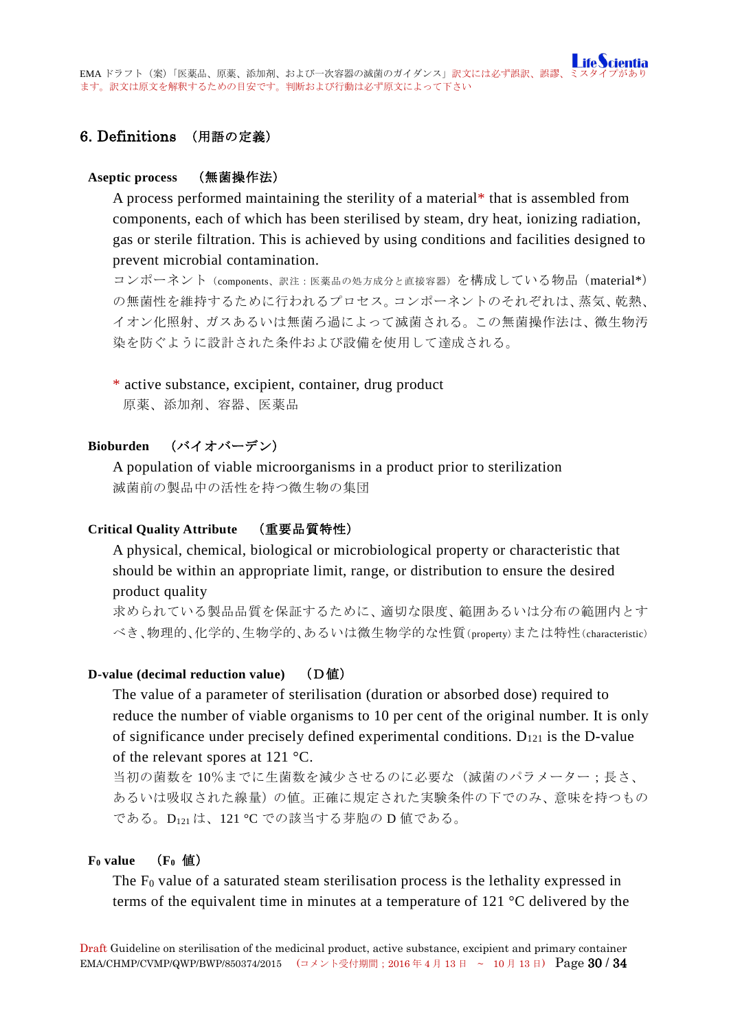## 6. Definitions （用語の定義）

**Aseptic process （無菌操作法）**

A process performed maintaining the sterility of a material* that is assembled from components, each of which has been sterilised by steam, dry heat, ionizing radiation, gas or sterile filtration. This is achieved by using conditions and facilities designed to prevent microbial contamination.

コンポーネント（components、訳注：医薬品の処方成分と直接容器）を構成している物品（material*）の無菌性を維持するために行われるプロセス。コンポーネントのそれぞれは、蒸気、乾熱、イオン化照射、ガスあるいは無菌ろ過によって滅菌される。この無菌操作法は、微生物汚染を防ぐように設計された条件および設備を使用して達成される。

\* active substance, excipient, container, drug product
原薬、添加剤、容器、医薬品

**Bioburden （バイオバーデン）**

A population of viable microorganisms in a product prior to sterilization
滅菌前の製品中の活性を持つ微生物の集団

**Critical Quality Attribute （重要品質特性）**

A physical, chemical, biological or microbiological property or characteristic that should be within an appropriate limit, range, or distribution to ensure the desired product quality

求められている製品品質を保証するために、適切な限度、範囲あるいは分布の範囲内とすべき、物理的、化学的、生物学的、あるいは微生物学的な性質（property）または特性（characteristic）

**D-value (decimal reduction value) （D 値）**

The value of a parameter of sterilisation (duration or absorbed dose) required to reduce the number of viable organisms to 10 per cent of the original number. It is only of significance under precisely defined experimental conditions. $D_{121}$ is the D-value of the relevant spores at 121 °C.

当初の菌数を 10%までに生菌数を減少させるのに必要な（滅菌のパラメーター；長さ、あるいは吸収された線量）の値。正確に規定された実験条件の下でのみ、意味を持つものである。$D_{121}$ は、121 °C での該当する芽胞の D 値である。

**$F_0$ value （$F_0$ 値）**

The $F_0$ value of a saturated steam sterilisation process is the lethality expressed in terms of the equivalent time in minutes at a temperature of 121 °C delivered by the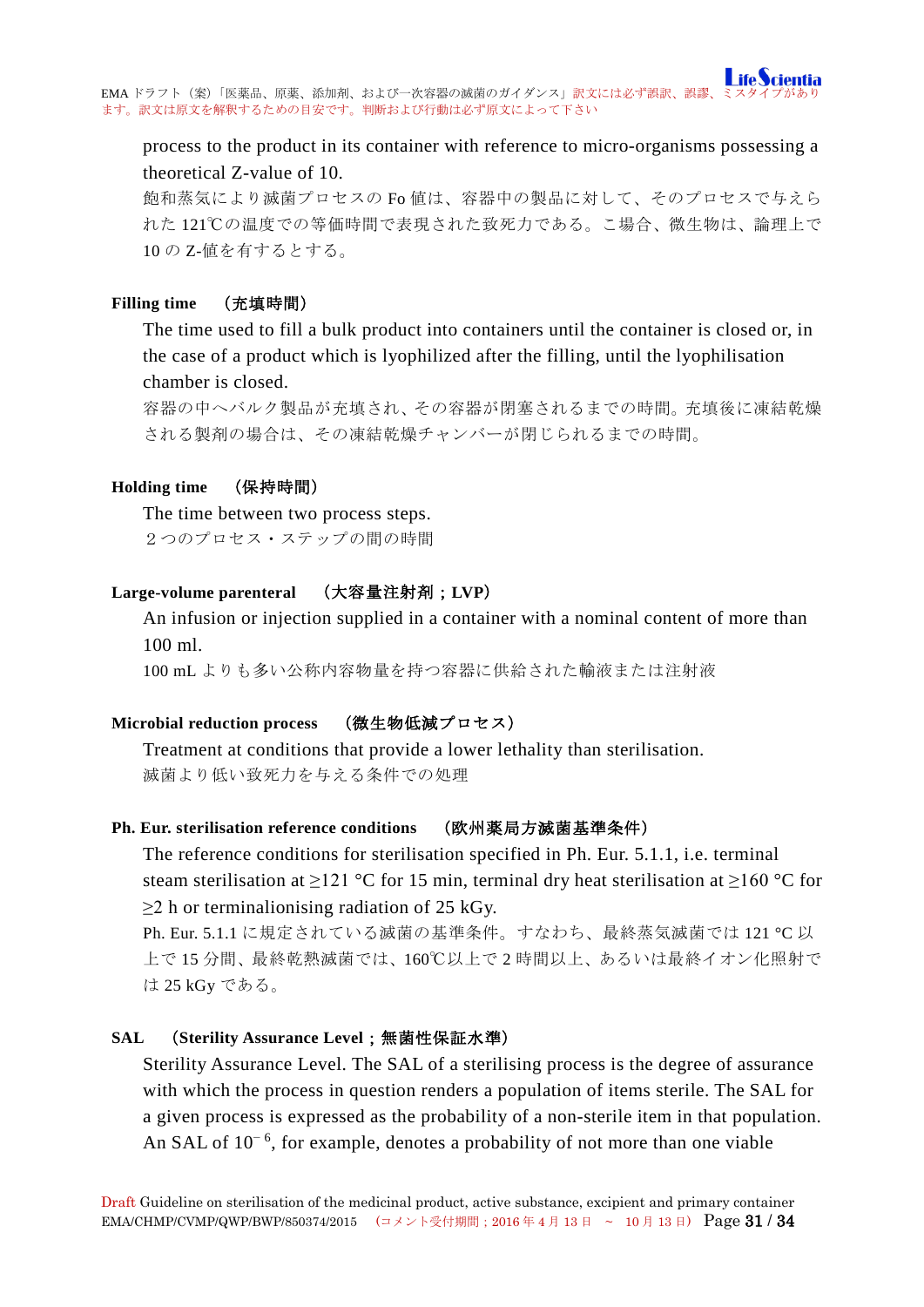process to the product in its container with reference to micro-organisms possessing a theoretical Z-value of 10.

飽和蒸気により滅菌プロセスの Fo 値は、容器中の製品に対して、そのプロセスで与えられた 121℃の温度での等価時間で表現された致死力である。こ場合、微生物は、論理上で 10 の Z-値を有するとする。

**Filling time　（充填時間）**

The time used to fill a bulk product into containers until the container is closed or, in the case of a product which is lyophilized after the filling, until the lyophilisation chamber is closed.

容器の中へバルク製品が充填され、その容器が閉塞されるまでの時間。充填後に凍結乾燥される製剤の場合は、その凍結乾燥チャンバーが閉じられるまでの時間。

**Holding time　（保持時間）**

The time between two process steps.

２つのプロセス・ステップの間の時間

**Large-volume parenteral　（大容量注射剤；LVP）**

An infusion or injection supplied in a container with a nominal content of more than 100 ml.

100 mL よりも多い公称内容物量を持つ容器に供給された輸液または注射液

**Microbial reduction process　（微生物低減プロセス）**

Treatment at conditions that provide a lower lethality than sterilisation.

滅菌より低い致死力を与える条件での処理

**Ph. Eur. sterilisation reference conditions　（欧州薬局方滅菌基準条件）**

The reference conditions for sterilisation specified in Ph. Eur. 5.1.1, i.e. terminal steam sterilisation at ≥121 °C for 15 min, terminal dry heat sterilisation at ≥160 °C for ≥2 h or terminalionising radiation of 25 kGy.

Ph. Eur. 5.1.1 に規定されている滅菌の基準条件。すなわち、最終蒸気滅菌では 121 °C 以上で 15 分間、最終乾熱滅菌では、160℃以上で 2 時間以上、あるいは最終イオン化照射では 25 kGy である。

**SAL　（Sterility Assurance Level；無菌性保証水準）**

Sterility Assurance Level. The SAL of a sterilising process is the degree of assurance with which the process in question renders a population of items sterile. The SAL for a given process is expressed as the probability of a non-sterile item in that population. An SAL of $10^{-6}$, for example, denotes a probability of not more than one viable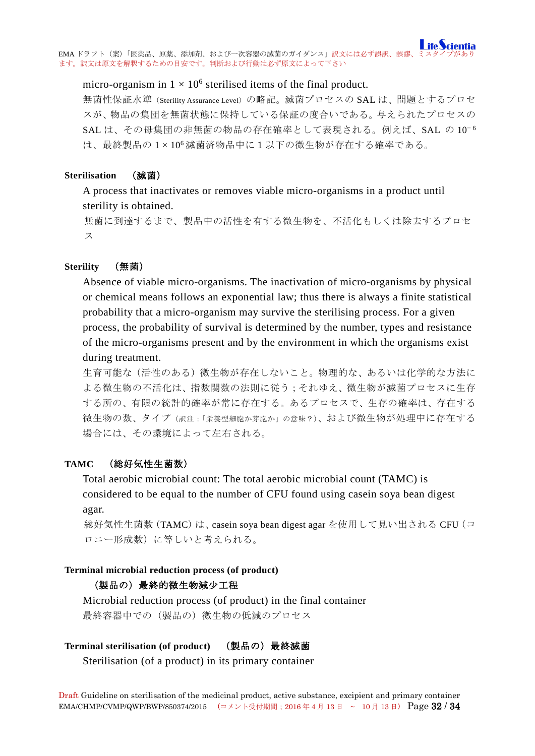micro-organism in 1 × $10^6$ sterilised items of the final product.

無菌性保証水準（Sterility Assurance Level）の略記。滅菌プロセスの SAL は、問題とするプロセスが、物品の集団を無菌状態に保持している保証の度合いである。与えられたプロセスの SAL は、その母集団の非無菌の物品の存在確率として表現される。例えば、SAL の $10^{-6}$ は、最終製品の 1 × $10^6$ 滅菌済物品中に 1 以下の微生物が存在する確率である。

**Sterilisation　（滅菌）**

A process that inactivates or removes viable micro-organisms in a product until sterility is obtained.

無菌に到達するまで、製品中の活性を有する微生物を、不活化もしくは除去するプロセス

**Sterility　（無菌）**

Absence of viable micro-organisms. The inactivation of micro-organisms by physical or chemical means follows an exponential law; thus there is always a finite statistical probability that a micro-organism may survive the sterilising process. For a given process, the probability of survival is determined by the number, types and resistance of the micro-organisms present and by the environment in which the organisms exist during treatment.

生育可能な（活性のある）微生物が存在しないこと。物理的な、あるいは化学的な方法による微生物の不活化は、指数関数の法則に従う；それゆえ、微生物が滅菌プロセスに生存する所の、有限の統計的確率が常に存在する。あるプロセスで、生存の確率は、存在する微生物の数、タイプ（訳注：「栄養型細胞か芽胞か」の意味？）、および微生物が処理中に存在する場合には、その環境によって左右される。

**TAMC　（総好気性生菌数）**

Total aerobic microbial count: The total aerobic microbial count (TAMC) is considered to be equal to the number of CFU found using casein soya bean digest agar.

総好気性生菌数（TAMC）は、casein soya bean digest agar を使用して見い出される CFU（コロニー形成数）に等しいと考えられる。

**Terminal microbial reduction process (of product)**
**（製品の）最終的微生物減少工程**

Microbial reduction process (of product) in the final container

最終容器中での（製品の）微生物の低減のプロセス

**Terminal sterilisation (of product)　（製品の）最終滅菌**

Sterilisation (of a product) in its primary container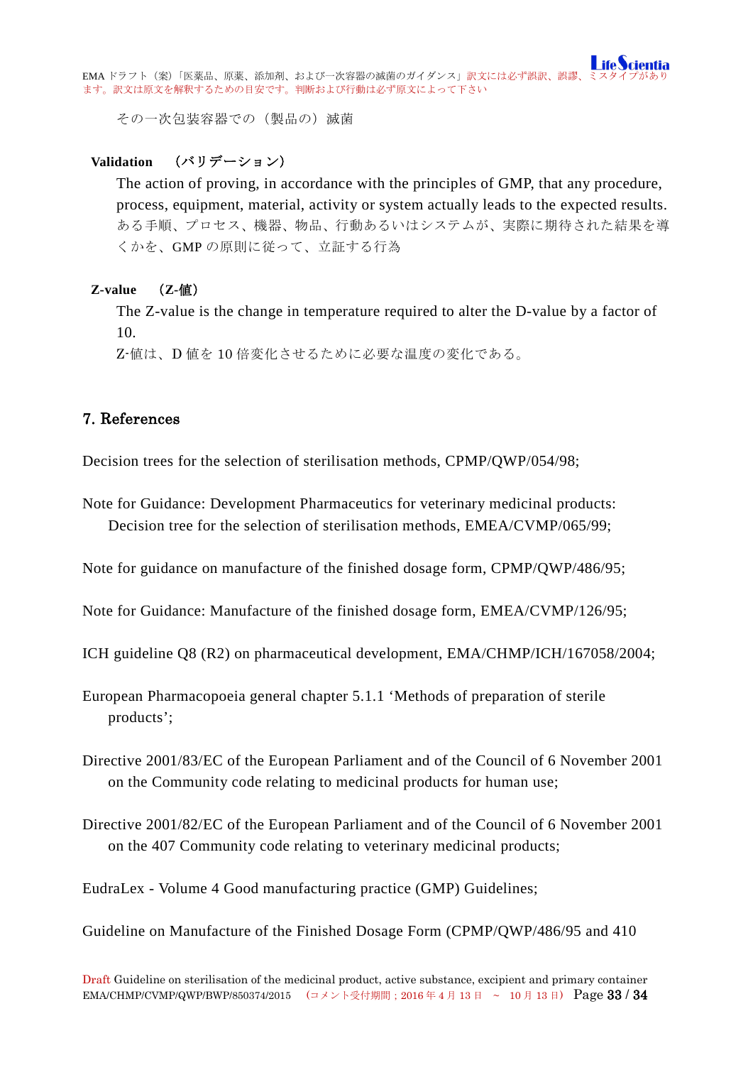その一次包装容器での（製品の）滅菌

**Validation** （バリデーション）

The action of proving, in accordance with the principles of GMP, that any procedure, process, equipment, material, activity or system actually leads to the expected results.
ある手順、プロセス、機器、物品、行動あるいはシステムが、実際に期待された結果を導くかを、GMP の原則に従って、立証する行為

**Z-value** （Z-値）

The Z-value is the change in temperature required to alter the D-value by a factor of 10.
Z-値は、D 値を 10 倍変化させるために必要な温度の変化である。

## 7. References

Decision trees for the selection of sterilisation methods, CPMP/QWP/054/98;

Note for Guidance: Development Pharmaceutics for veterinary medicinal products: Decision tree for the selection of sterilisation methods, EMEA/CVMP/065/99;

Note for guidance on manufacture of the finished dosage form, CPMP/QWP/486/95;

Note for Guidance: Manufacture of the finished dosage form, EMEA/CVMP/126/95;

ICH guideline Q8 (R2) on pharmaceutical development, EMA/CHMP/ICH/167058/2004;

European Pharmacopoeia general chapter 5.1.1 'Methods of preparation of sterile products';

Directive 2001/83/EC of the European Parliament and of the Council of 6 November 2001 on the Community code relating to medicinal products for human use;

Directive 2001/82/EC of the European Parliament and of the Council of 6 November 2001 on the 407 Community code relating to veterinary medicinal products;

EudraLex - Volume 4 Good manufacturing practice (GMP) Guidelines;

Guideline on Manufacture of the Finished Dosage Form (CPMP/QWP/486/95 and 410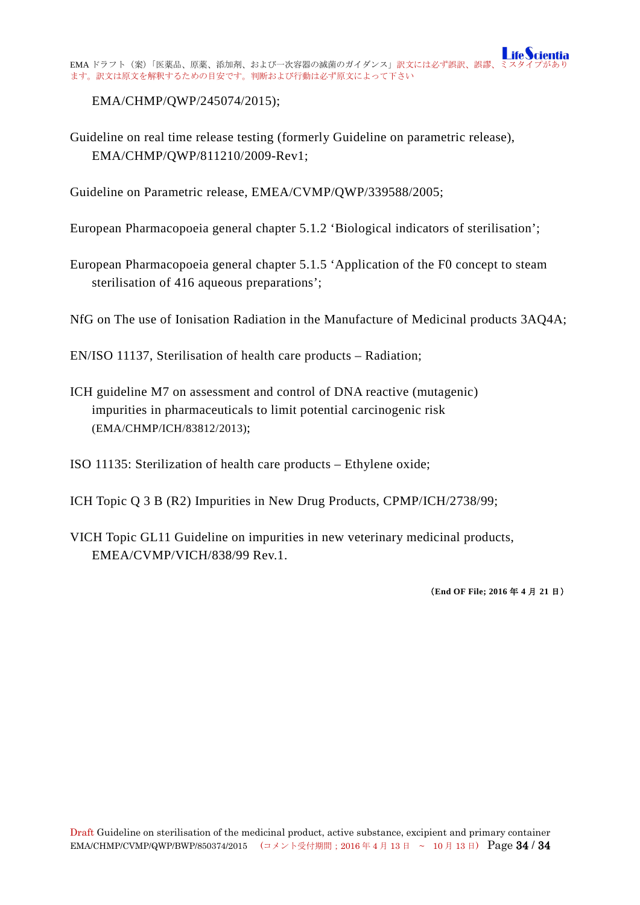EMA/CHMP/QWP/245074/2015);

Guideline on real time release testing (formerly Guideline on parametric release), EMA/CHMP/QWP/811210/2009-Rev1;

Guideline on Parametric release, EMEA/CVMP/QWP/339588/2005;

European Pharmacopoeia general chapter 5.1.2 ‘Biological indicators of sterilisation’;

European Pharmacopoeia general chapter 5.1.5 ‘Application of the F0 concept to steam sterilisation of 416 aqueous preparations’;

NfG on The use of Ionisation Radiation in the Manufacture of Medicinal products 3AQ4A;

EN/ISO 11137, Sterilisation of health care products – Radiation;

ICH guideline M7 on assessment and control of DNA reactive (mutagenic) impurities in pharmaceuticals to limit potential carcinogenic risk (EMA/CHMP/ICH/83812/2013);

ISO 11135: Sterilization of health care products – Ethylene oxide;

ICH Topic Q 3 B (R2) Impurities in New Drug Products, CPMP/ICH/2738/99;

VICH Topic GL11 Guideline on impurities in new veterinary medicinal products, EMEA/CVMP/VICH/838/99 Rev.1.

**（End OF File; 2016 年 4 月 21 日）**